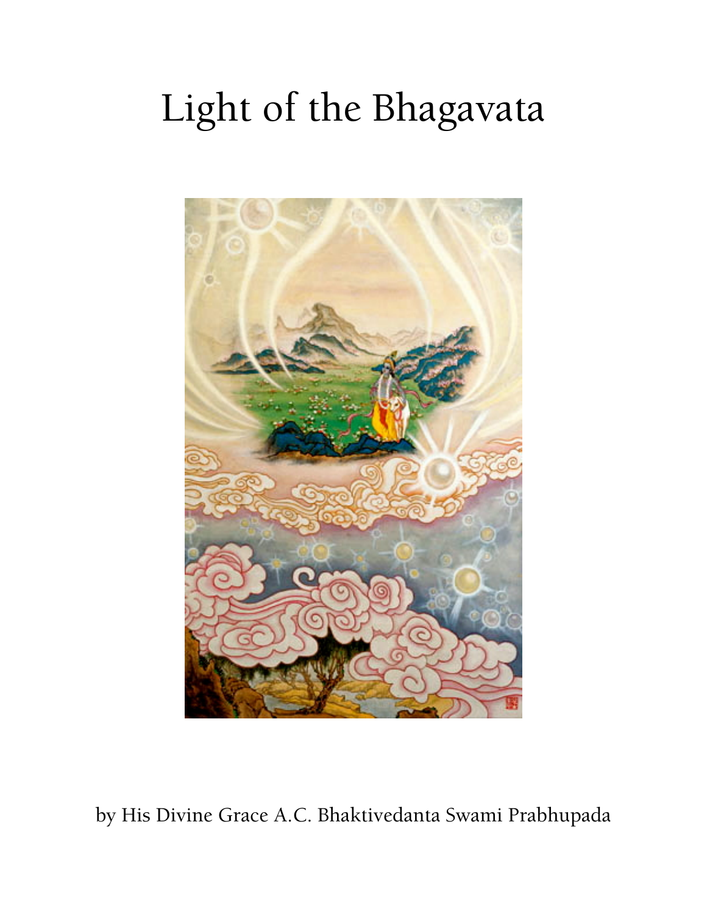# Light of the Bhagavata

by His Divine Grace A.C. Bhaktivedanta Swami Prabhupada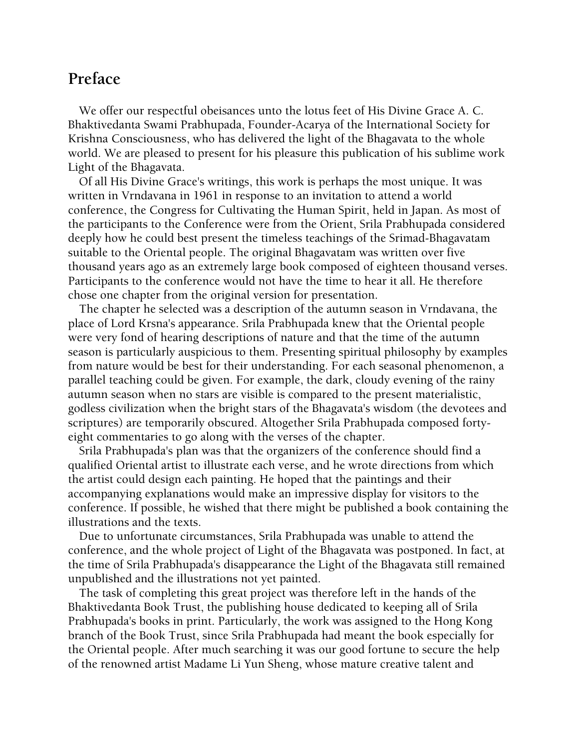## Preface

We offer our respectful obeisances unto the lotus feet of His Divine Grace A. C. Bhaktivedanta Swami Prabhupada, Founder-Acarya of the International Society for Krishna Consciousness, who has delivered the light of the Bhagavata to the whole world. We are pleased to present for his pleasure this publication of his sublime work Light of the Bhagavata.

Of all His Divine Grace's writings, this work is perhaps the most unique. It was written in Vrndavana in 1961 in response to an invitation to attend a world conference, the Congress for Cultivating the Human Spirit, held in Japan. As most of the participants to the Conference were from the Orient, Srila Prabhupada considered deeply how he could best present the timeless teachings of the Srimad-Bhagavatam suitable to the Oriental people. The original Bhagavatam was written over five thousand years ago as an extremely large book composed of eighteen thousand verses. Participants to the conference would not have the time to hear it all. He therefore chose one chapter from the original version for presentation.

The chapter he selected was a description of the autumn season in Vrndavana, the place of Lord Krsna's appearance. Srila Prabhupada knew that the Oriental people were very fond of hearing descriptions of nature and that the time of the autumn season is particularly auspicious to them. Presenting spiritual philosophy by examples from nature would be best for their understanding. For each seasonal phenomenon, a parallel teaching could be given. For example, the dark, cloudy evening of the rainy autumn season when no stars are visible is compared to the present materialistic, godless civilization when the bright stars of the Bhagavata's wisdom (the devotees and scriptures) are temporarily obscured. Altogether Srila Prabhupada composed forty-eight commentaries to go along with the verses of the chapter.

Srila Prabhupada's plan was that the organizers of the conference should find a qualified Oriental artist to illustrate each verse, and he wrote directions from which the artist could design each painting. He hoped that the paintings and their accompanying explanations would make an impressive display for visitors to the conference. If possible, he wished that there might be published a book containing the illustrations and the texts.

Due to unfortunate circumstances, Srila Prabhupada was unable to attend the conference, and the whole project of Light of the Bhagavata was postponed. In fact, at the time of Srila Prabhupada's disappearance the Light of the Bhagavata still remained unpublished and the illustrations not yet painted.

The task of completing this great project was therefore left in the hands of the Bhaktivedanta Book Trust, the publishing house dedicated to keeping all of Srila Prabhupada's books in print. Particularly, the work was assigned to the Hong Kong branch of the Book Trust, since Srila Prabhupada had meant the book especially for the Oriental people. After much searching it was our good fortune to secure the help of the renowned artist Madame Li Yun Sheng, whose mature creative talent and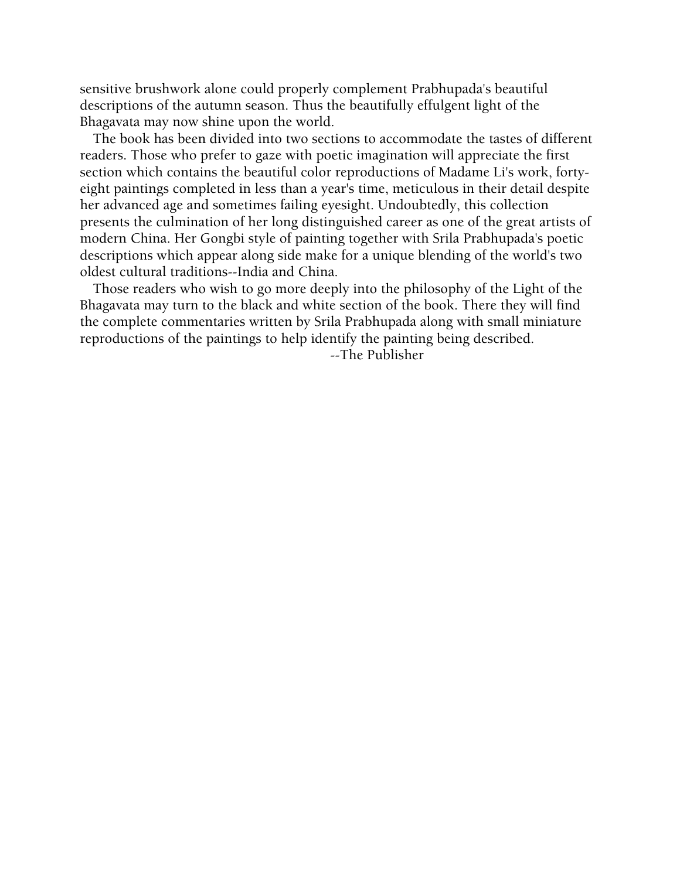sensitive brushwork alone could properly complement Prabhupada's beautiful descriptions of the autumn season. Thus the beautifully effulgent light of the Bhagavata may now shine upon the world.

The book has been divided into two sections to accommodate the tastes of different readers. Those who prefer to gaze with poetic imagination will appreciate the first section which contains the beautiful color reproductions of Madame Li's work, forty-eight paintings completed in less than a year's time, meticulous in their detail despite her advanced age and sometimes failing eyesight. Undoubtedly, this collection presents the culmination of her long distinguished career as one of the great artists of modern China. Her Gongbi style of painting together with Srila Prabhupada's poetic descriptions which appear along side make for a unique blending of the world's two oldest cultural traditions--India and China.

Those readers who wish to go more deeply into the philosophy of the Light of the Bhagavata may turn to the black and white section of the book. There they will find the complete commentaries written by Srila Prabhupada along with small miniature reproductions of the paintings to help identify the painting being described.

--The Publisher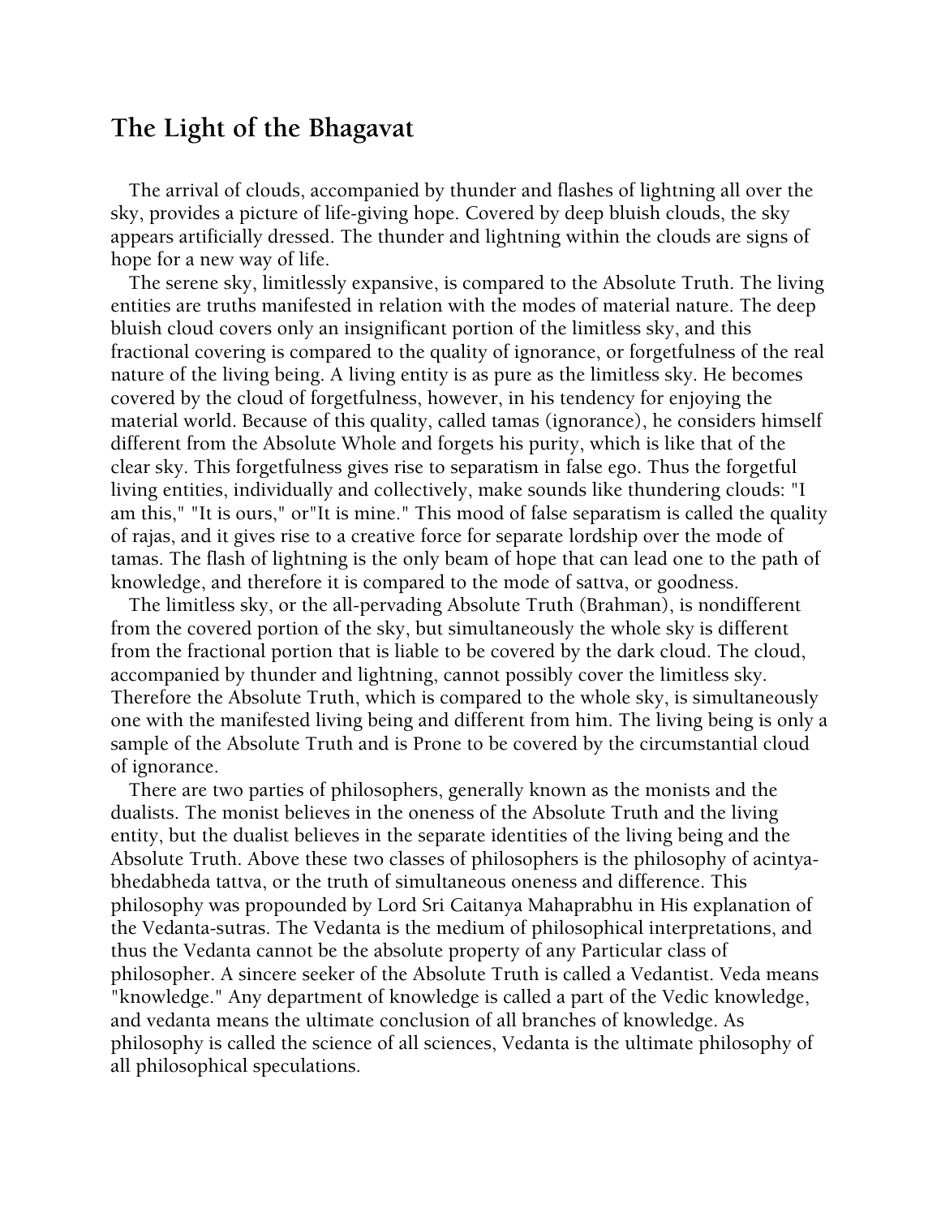## The Light of the Bhagavat

The arrival of clouds, accompanied by thunder and flashes of lightning all over the sky, provides a picture of life-giving hope. Covered by deep bluish clouds, the sky appears artificially dressed. The thunder and lightning within the clouds are signs of hope for a new way of life.

The serene sky, limitlessly expansive, is compared to the Absolute Truth. The living entities are truths manifested in relation with the modes of material nature. The deep bluish cloud covers only an insignificant portion of the limitless sky, and this fractional covering is compared to the quality of ignorance, or forgetfulness of the real nature of the living being. A living entity is as pure as the limitless sky. He becomes covered by the cloud of forgetfulness, however, in his tendency for enjoying the material world. Because of this quality, called tamas (ignorance), he considers himself different from the Absolute Whole and forgets his purity, which is like that of the clear sky. This forgetfulness gives rise to separatism in false ego. Thus the forgetful living entities, individually and collectively, make sounds like thundering clouds: "I am this," "It is ours," or"It is mine." This mood of false separatism is called the quality of rajas, and it gives rise to a creative force for separate lordship over the mode of tamas. The flash of lightning is the only beam of hope that can lead one to the path of knowledge, and therefore it is compared to the mode of sattva, or goodness.

The limitless sky, or the all-pervading Absolute Truth (Brahman), is nondifferent from the covered portion of the sky, but simultaneously the whole sky is different from the fractional portion that is liable to be covered by the dark cloud. The cloud, accompanied by thunder and lightning, cannot possibly cover the limitless sky. Therefore the Absolute Truth, which is compared to the whole sky, is simultaneously one with the manifested living being and different from him. The living being is only a sample of the Absolute Truth and is Prone to be covered by the circumstantial cloud of ignorance.

There are two parties of philosophers, generally known as the monists and the dualists. The monist believes in the oneness of the Absolute Truth and the living entity, but the dualist believes in the separate identities of the living being and the Absolute Truth. Above these two classes of philosophers is the philosophy of acintya-bhedabheda tattva, or the truth of simultaneous oneness and difference. This philosophy was propounded by Lord Sri Caitanya Mahaprabhu in His explanation of the Vedanta-sutras. The Vedanta is the medium of philosophical interpretations, and thus the Vedanta cannot be the absolute property of any Particular class of philosopher. A sincere seeker of the Absolute Truth is called a Vedantist. Veda means "knowledge." Any department of knowledge is called a part of the Vedic knowledge, and vedanta means the ultimate conclusion of all branches of knowledge. As philosophy is called the science of all sciences, Vedanta is the ultimate philosophy of all philosophical speculations.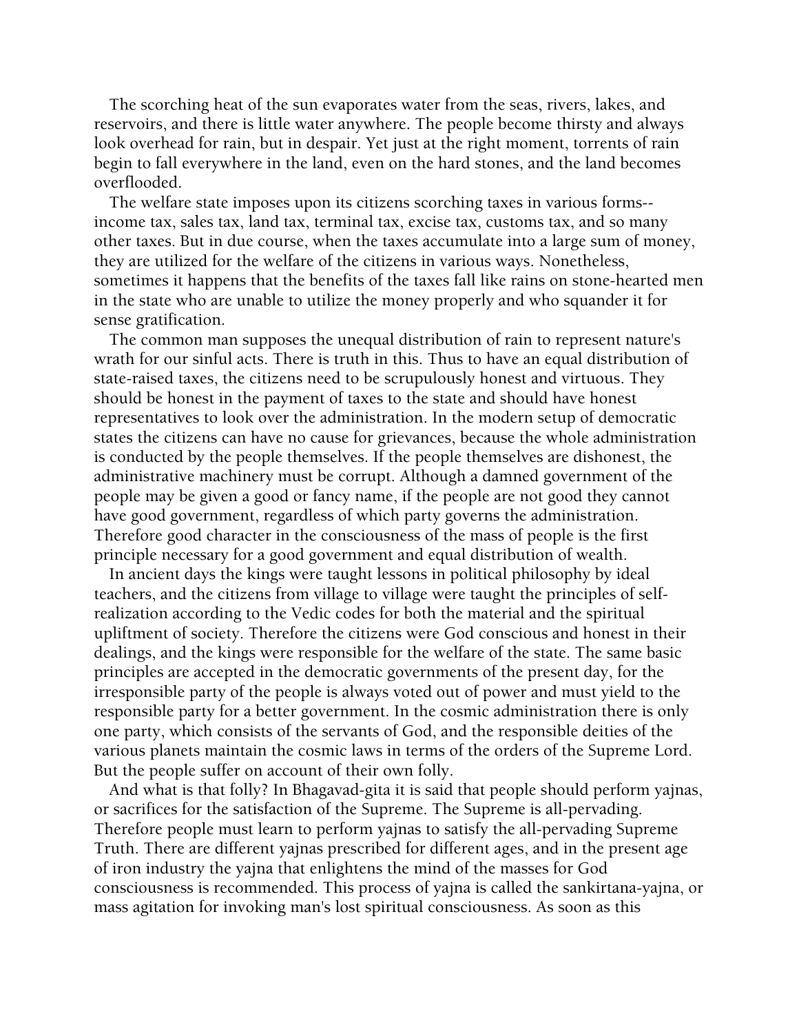The scorching heat of the sun evaporates water from the seas, rivers, lakes, and reservoirs, and there is little water anywhere. The people become thirsty and always look overhead for rain, but in despair. Yet just at the right moment, torrents of rain begin to fall everywhere in the land, even on the hard stones, and the land becomes overflooded.

The welfare state imposes upon its citizens scorching taxes in various forms--income tax, sales tax, land tax, terminal tax, excise tax, customs tax, and so many other taxes. But in due course, when the taxes accumulate into a large sum of money, they are utilized for the welfare of the citizens in various ways. Nonetheless, sometimes it happens that the benefits of the taxes fall like rains on stone-hearted men in the state who are unable to utilize the money properly and who squander it for sense gratification.

The common man supposes the unequal distribution of rain to represent nature's wrath for our sinful acts. There is truth in this. Thus to have an equal distribution of state-raised taxes, the citizens need to be scrupulously honest and virtuous. They should be honest in the payment of taxes to the state and should have honest representatives to look over the administration. In the modern setup of democratic states the citizens can have no cause for grievances, because the whole administration is conducted by the people themselves. If the people themselves are dishonest, the administrative machinery must be corrupt. Although a damned government of the people may be given a good or fancy name, if the people are not good they cannot have good government, regardless of which party governs the administration. Therefore good character in the consciousness of the mass of people is the first principle necessary for a good government and equal distribution of wealth.

In ancient days the kings were taught lessons in political philosophy by ideal teachers, and the citizens from village to village were taught the principles of self-realization according to the Vedic codes for both the material and the spiritual upliftment of society. Therefore the citizens were God conscious and honest in their dealings, and the kings were responsible for the welfare of the state. The same basic principles are accepted in the democratic governments of the present day, for the irresponsible party of the people is always voted out of power and must yield to the responsible party for a better government. In the cosmic administration there is only one party, which consists of the servants of God, and the responsible deities of the various planets maintain the cosmic laws in terms of the orders of the Supreme Lord. But the people suffer on account of their own folly.

And what is that folly? In Bhagavad-gita it is said that people should perform yajnas, or sacrifices for the satisfaction of the Supreme. The Supreme is all-pervading. Therefore people must learn to perform yajnas to satisfy the all-pervading Supreme Truth. There are different yajnas prescribed for different ages, and in the present age of iron industry the yajna that enlightens the mind of the masses for God consciousness is recommended. This process of yajna is called the sankirtana-yajna, or mass agitation for invoking man's lost spiritual consciousness. As soon as this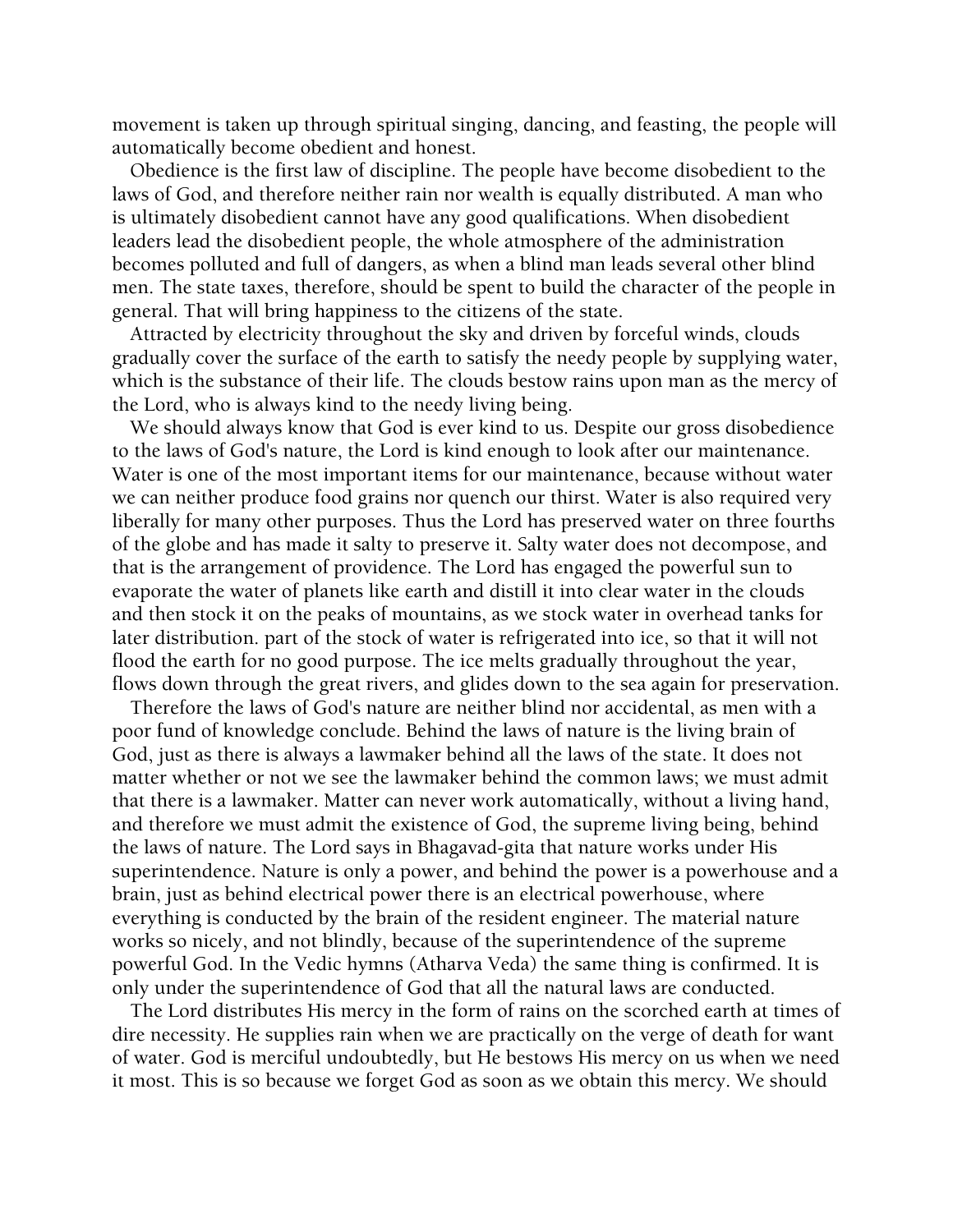movement is taken up through spiritual singing, dancing, and feasting, the people will automatically become obedient and honest.

Obedience is the first law of discipline. The people have become disobedient to the laws of God, and therefore neither rain nor wealth is equally distributed. A man who is ultimately disobedient cannot have any good qualifications. When disobedient leaders lead the disobedient people, the whole atmosphere of the administration becomes polluted and full of dangers, as when a blind man leads several other blind men. The state taxes, therefore, should be spent to build the character of the people in general. That will bring happiness to the citizens of the state.

Attracted by electricity throughout the sky and driven by forceful winds, clouds gradually cover the surface of the earth to satisfy the needy people by supplying water, which is the substance of their life. The clouds bestow rains upon man as the mercy of the Lord, who is always kind to the needy living being.

We should always know that God is ever kind to us. Despite our gross disobedience to the laws of God's nature, the Lord is kind enough to look after our maintenance. Water is one of the most important items for our maintenance, because without water we can neither produce food grains nor quench our thirst. Water is also required very liberally for many other purposes. Thus the Lord has preserved water on three fourths of the globe and has made it salty to preserve it. Salty water does not decompose, and that is the arrangement of providence. The Lord has engaged the powerful sun to evaporate the water of planets like earth and distill it into clear water in the clouds and then stock it on the peaks of mountains, as we stock water in overhead tanks for later distribution. part of the stock of water is refrigerated into ice, so that it will not flood the earth for no good purpose. The ice melts gradually throughout the year, flows down through the great rivers, and glides down to the sea again for preservation.

Therefore the laws of God's nature are neither blind nor accidental, as men with a poor fund of knowledge conclude. Behind the laws of nature is the living brain of God, just as there is always a lawmaker behind all the laws of the state. It does not matter whether or not we see the lawmaker behind the common laws; we must admit that there is a lawmaker. Matter can never work automatically, without a living hand, and therefore we must admit the existence of God, the supreme living being, behind the laws of nature. The Lord says in Bhagavad-gita that nature works under His superintendence. Nature is only a power, and behind the power is a powerhouse and a brain, just as behind electrical power there is an electrical powerhouse, where everything is conducted by the brain of the resident engineer. The material nature works so nicely, and not blindly, because of the superintendence of the supreme powerful God. In the Vedic hymns (Atharva Veda) the same thing is confirmed. It is only under the superintendence of God that all the natural laws are conducted.

The Lord distributes His mercy in the form of rains on the scorched earth at times of dire necessity. He supplies rain when we are practically on the verge of death for want of water. God is merciful undoubtedly, but He bestows His mercy on us when we need it most. This is so because we forget God as soon as we obtain this mercy. We should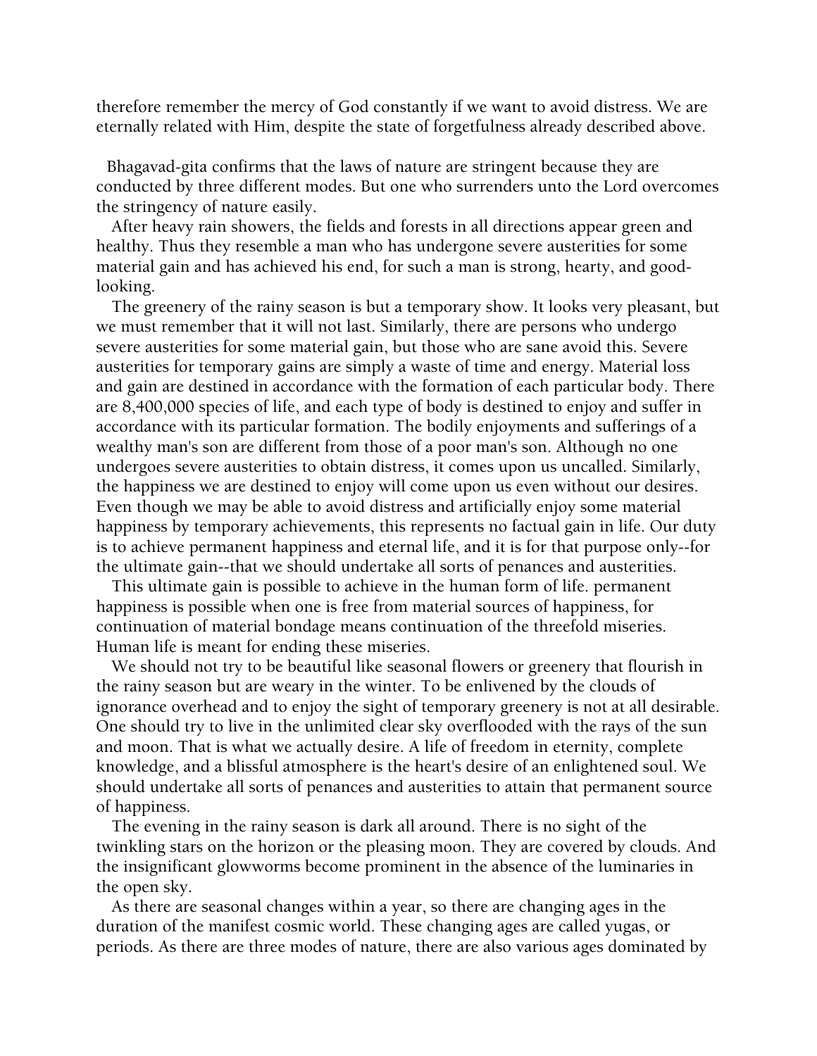therefore remember the mercy of God constantly if we want to avoid distress. We are eternally related with Him, despite the state of forgetfulness already described above.

Bhagavad-gita confirms that the laws of nature are stringent because they are conducted by three different modes. But one who surrenders unto the Lord overcomes the stringency of nature easily.

After heavy rain showers, the fields and forests in all directions appear green and healthy. Thus they resemble a man who has undergone severe austerities for some material gain and has achieved his end, for such a man is strong, hearty, and good-looking.

The greenery of the rainy season is but a temporary show. It looks very pleasant, but we must remember that it will not last. Similarly, there are persons who undergo severe austerities for some material gain, but those who are sane avoid this. Severe austerities for temporary gains are simply a waste of time and energy. Material loss and gain are destined in accordance with the formation of each particular body. There are 8,400,000 species of life, and each type of body is destined to enjoy and suffer in accordance with its particular formation. The bodily enjoyments and sufferings of a wealthy man's son are different from those of a poor man's son. Although no one undergoes severe austerities to obtain distress, it comes upon us uncalled. Similarly, the happiness we are destined to enjoy will come upon us even without our desires. Even though we may be able to avoid distress and artificially enjoy some material happiness by temporary achievements, this represents no factual gain in life. Our duty is to achieve permanent happiness and eternal life, and it is for that purpose only--for the ultimate gain--that we should undertake all sorts of penances and austerities.

This ultimate gain is possible to achieve in the human form of life. permanent happiness is possible when one is free from material sources of happiness, for continuation of material bondage means continuation of the threefold miseries. Human life is meant for ending these miseries.

We should not try to be beautiful like seasonal flowers or greenery that flourish in the rainy season but are weary in the winter. To be enlivened by the clouds of ignorance overhead and to enjoy the sight of temporary greenery is not at all desirable. One should try to live in the unlimited clear sky overflooded with the rays of the sun and moon. That is what we actually desire. A life of freedom in eternity, complete knowledge, and a blissful atmosphere is the heart's desire of an enlightened soul. We should undertake all sorts of penances and austerities to attain that permanent source of happiness.

The evening in the rainy season is dark all around. There is no sight of the twinkling stars on the horizon or the pleasing moon. They are covered by clouds. And the insignificant glowworms become prominent in the absence of the luminaries in the open sky.

As there are seasonal changes within a year, so there are changing ages in the duration of the manifest cosmic world. These changing ages are called yugas, or periods. As there are three modes of nature, there are also various ages dominated by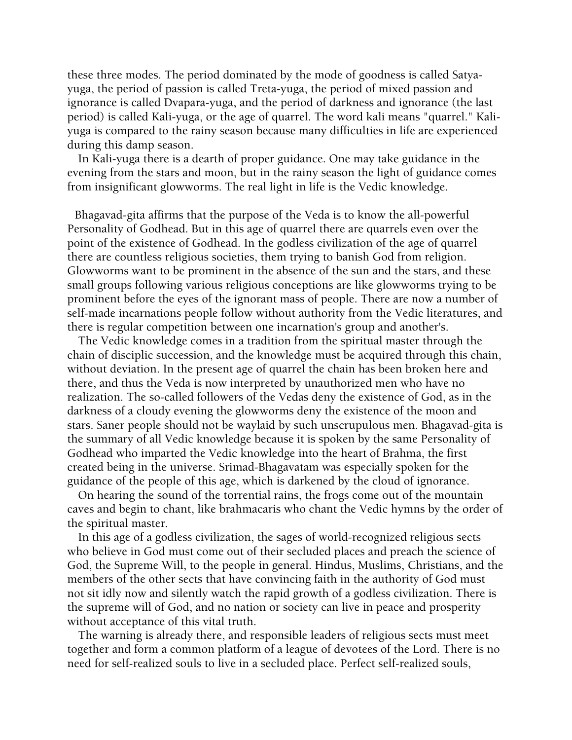these three modes. The period dominated by the mode of goodness is called Satya-yuga, the period of passion is called Treta-yuga, the period of mixed passion and ignorance is called Dvapara-yuga, and the period of darkness and ignorance (the last period) is called Kali-yuga, or the age of quarrel. The word kali means "quarrel." Kali-yuga is compared to the rainy season because many difficulties in life are experienced during this damp season.

In Kali-yuga there is a dearth of proper guidance. One may take guidance in the evening from the stars and moon, but in the rainy season the light of guidance comes from insignificant glowworms. The real light in life is the Vedic knowledge.

Bhagavad-gita affirms that the purpose of the Veda is to know the all-powerful Personality of Godhead. But in this age of quarrel there are quarrels even over the point of the existence of Godhead. In the godless civilization of the age of quarrel there are countless religious societies, them trying to banish God from religion. Glowworms want to be prominent in the absence of the sun and the stars, and these small groups following various religious conceptions are like glowworms trying to be prominent before the eyes of the ignorant mass of people. There are now a number of self-made incarnations people follow without authority from the Vedic literatures, and there is regular competition between one incarnation's group and another's.

The Vedic knowledge comes in a tradition from the spiritual master through the chain of disciplic succession, and the knowledge must be acquired through this chain, without deviation. In the present age of quarrel the chain has been broken here and there, and thus the Veda is now interpreted by unauthorized men who have no realization. The so-called followers of the Vedas deny the existence of God, as in the darkness of a cloudy evening the glowworms deny the existence of the moon and stars. Saner people should not be waylaid by such unscrupulous men. Bhagavad-gita is the summary of all Vedic knowledge because it is spoken by the same Personality of Godhead who imparted the Vedic knowledge into the heart of Brahma, the first created being in the universe. Srimad-Bhagavatam was especially spoken for the guidance of the people of this age, which is darkened by the cloud of ignorance.

On hearing the sound of the torrential rains, the frogs come out of the mountain caves and begin to chant, like brahmacaris who chant the Vedic hymns by the order of the spiritual master.

In this age of a godless civilization, the sages of world-recognized religious sects who believe in God must come out of their secluded places and preach the science of God, the Supreme Will, to the people in general. Hindus, Muslims, Christians, and the members of the other sects that have convincing faith in the authority of God must not sit idly now and silently watch the rapid growth of a godless civilization. There is the supreme will of God, and no nation or society can live in peace and prosperity without acceptance of this vital truth.

The warning is already there, and responsible leaders of religious sects must meet together and form a common platform of a league of devotees of the Lord. There is no need for self-realized souls to live in a secluded place. Perfect self-realized souls,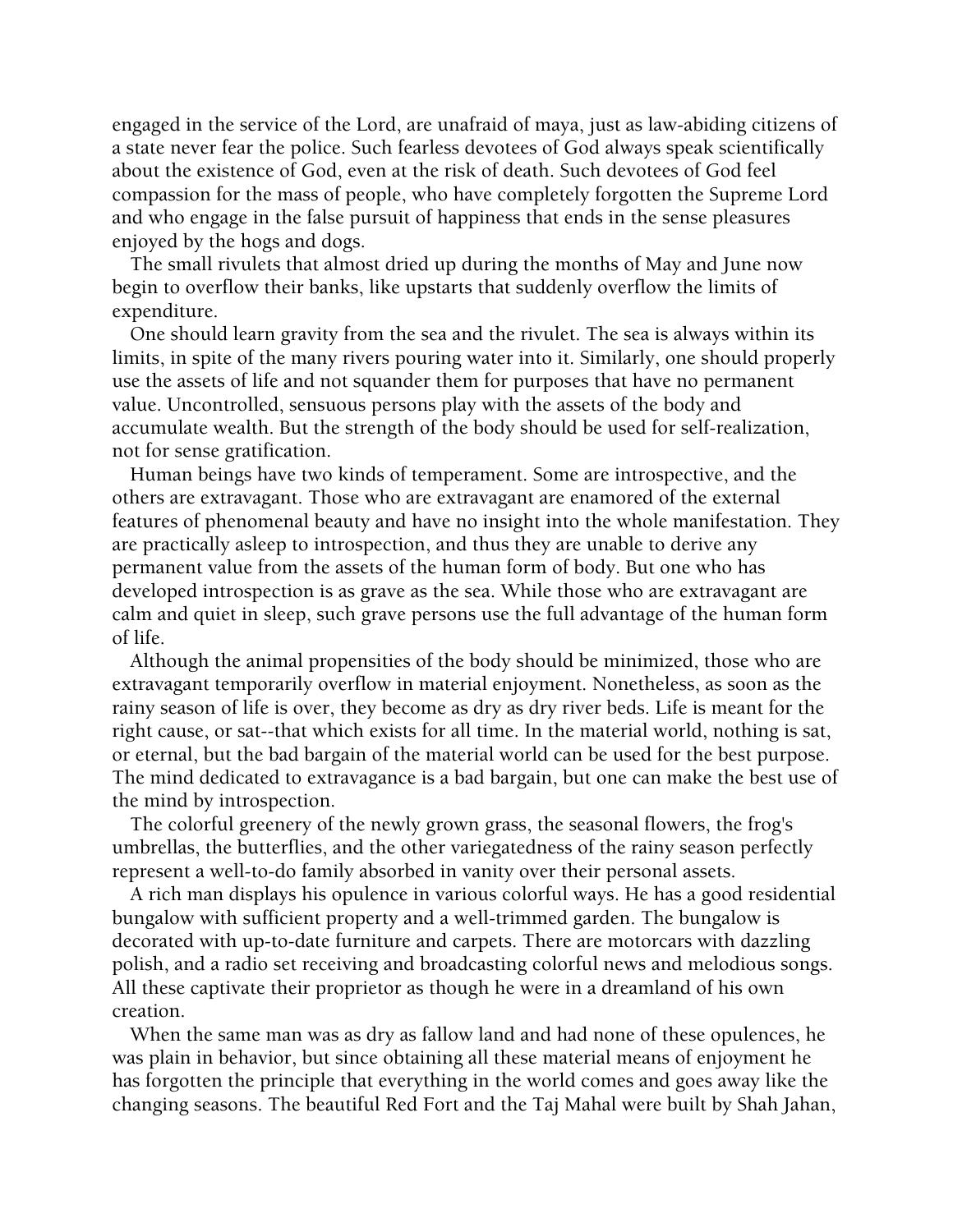engaged in the service of the Lord, are unafraid of maya, just as law-abiding citizens of a state never fear the police. Such fearless devotees of God always speak scientifically about the existence of God, even at the risk of death. Such devotees of God feel compassion for the mass of people, who have completely forgotten the Supreme Lord and who engage in the false pursuit of happiness that ends in the sense pleasures enjoyed by the hogs and dogs.

The small rivulets that almost dried up during the months of May and June now begin to overflow their banks, like upstarts that suddenly overflow the limits of expenditure.

One should learn gravity from the sea and the rivulet. The sea is always within its limits, in spite of the many rivers pouring water into it. Similarly, one should properly use the assets of life and not squander them for purposes that have no permanent value. Uncontrolled, sensuous persons play with the assets of the body and accumulate wealth. But the strength of the body should be used for self-realization, not for sense gratification.

Human beings have two kinds of temperament. Some are introspective, and the others are extravagant. Those who are extravagant are enamored of the external features of phenomenal beauty and have no insight into the whole manifestation. They are practically asleep to introspection, and thus they are unable to derive any permanent value from the assets of the human form of body. But one who has developed introspection is as grave as the sea. While those who are extravagant are calm and quiet in sleep, such grave persons use the full advantage of the human form of life.

Although the animal propensities of the body should be minimized, those who are extravagant temporarily overflow in material enjoyment. Nonetheless, as soon as the rainy season of life is over, they become as dry as dry river beds. Life is meant for the right cause, or sat--that which exists for all time. In the material world, nothing is sat, or eternal, but the bad bargain of the material world can be used for the best purpose. The mind dedicated to extravagance is a bad bargain, but one can make the best use of the mind by introspection.

The colorful greenery of the newly grown grass, the seasonal flowers, the frog's umbrellas, the butterflies, and the other variegatedness of the rainy season perfectly represent a well-to-do family absorbed in vanity over their personal assets.

A rich man displays his opulence in various colorful ways. He has a good residential bungalow with sufficient property and a well-trimmed garden. The bungalow is decorated with up-to-date furniture and carpets. There are motorcars with dazzling polish, and a radio set receiving and broadcasting colorful news and melodious songs. All these captivate their proprietor as though he were in a dreamland of his own creation.

When the same man was as dry as fallow land and had none of these opulences, he was plain in behavior, but since obtaining all these material means of enjoyment he has forgotten the principle that everything in the world comes and goes away like the changing seasons. The beautiful Red Fort and the Taj Mahal were built by Shah Jahan,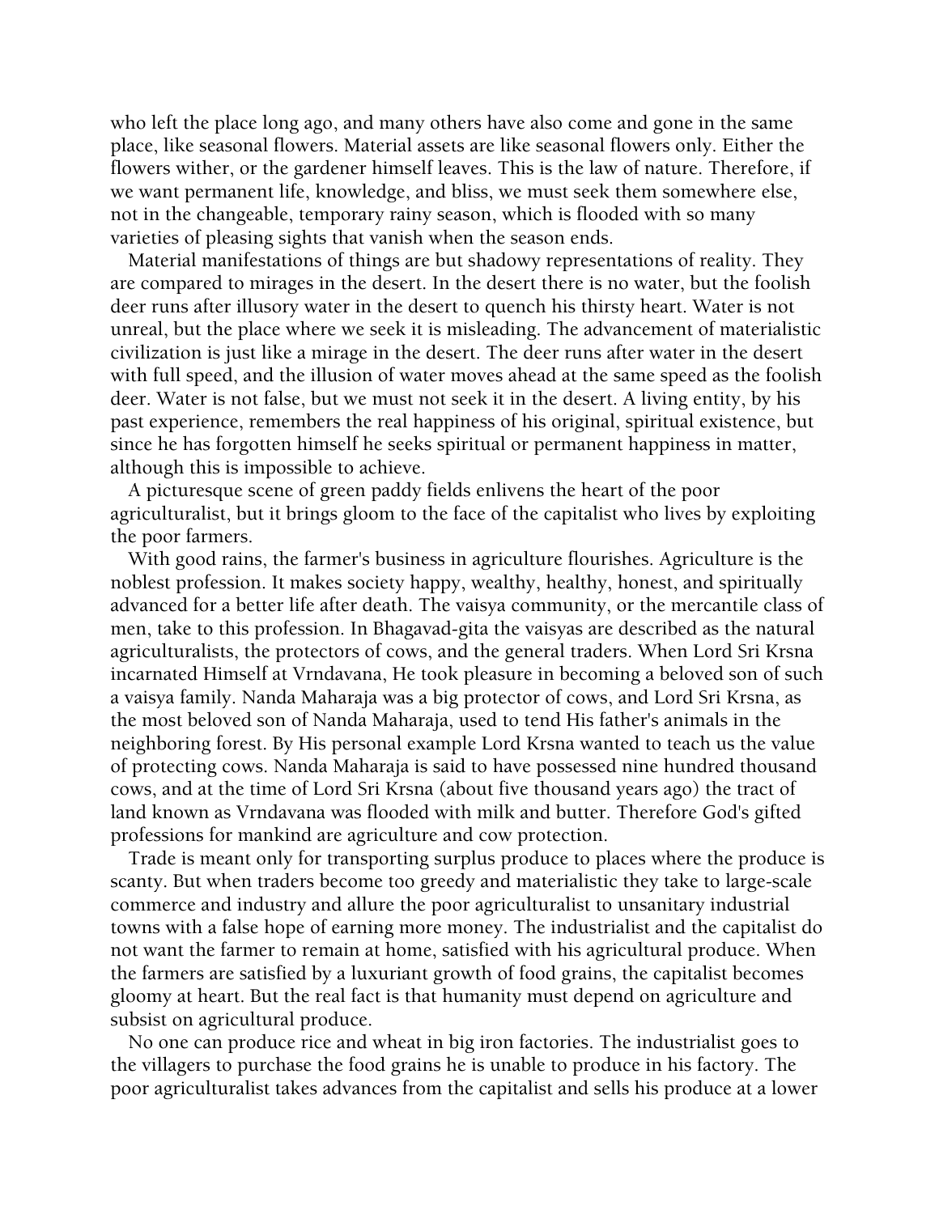who left the place long ago, and many others have also come and gone in the same place, like seasonal flowers. Material assets are like seasonal flowers only. Either the flowers wither, or the gardener himself leaves. This is the law of nature. Therefore, if we want permanent life, knowledge, and bliss, we must seek them somewhere else, not in the changeable, temporary rainy season, which is flooded with so many varieties of pleasing sights that vanish when the season ends.

Material manifestations of things are but shadowy representations of reality. They are compared to mirages in the desert. In the desert there is no water, but the foolish deer runs after illusory water in the desert to quench his thirsty heart. Water is not unreal, but the place where we seek it is misleading. The advancement of materialistic civilization is just like a mirage in the desert. The deer runs after water in the desert with full speed, and the illusion of water moves ahead at the same speed as the foolish deer. Water is not false, but we must not seek it in the desert. A living entity, by his past experience, remembers the real happiness of his original, spiritual existence, but since he has forgotten himself he seeks spiritual or permanent happiness in matter, although this is impossible to achieve.

A picturesque scene of green paddy fields enlivens the heart of the poor agriculturalist, but it brings gloom to the face of the capitalist who lives by exploiting the poor farmers.

With good rains, the farmer's business in agriculture flourishes. Agriculture is the noblest profession. It makes society happy, wealthy, healthy, honest, and spiritually advanced for a better life after death. The vaisya community, or the mercantile class of men, take to this profession. In Bhagavad-gita the vaisyas are described as the natural agriculturalists, the protectors of cows, and the general traders. When Lord Sri Krsna incarnated Himself at Vrndavana, He took pleasure in becoming a beloved son of such a vaisya family. Nanda Maharaja was a big protector of cows, and Lord Sri Krsna, as the most beloved son of Nanda Maharaja, used to tend His father's animals in the neighboring forest. By His personal example Lord Krsna wanted to teach us the value of protecting cows. Nanda Maharaja is said to have possessed nine hundred thousand cows, and at the time of Lord Sri Krsna (about five thousand years ago) the tract of land known as Vrndavana was flooded with milk and butter. Therefore God's gifted professions for mankind are agriculture and cow protection.

Trade is meant only for transporting surplus produce to places where the produce is scanty. But when traders become too greedy and materialistic they take to large-scale commerce and industry and allure the poor agriculturalist to unsanitary industrial towns with a false hope of earning more money. The industrialist and the capitalist do not want the farmer to remain at home, satisfied with his agricultural produce. When the farmers are satisfied by a luxuriant growth of food grains, the capitalist becomes gloomy at heart. But the real fact is that humanity must depend on agriculture and subsist on agricultural produce.

No one can produce rice and wheat in big iron factories. The industrialist goes to the villagers to purchase the food grains he is unable to produce in his factory. The poor agriculturalist takes advances from the capitalist and sells his produce at a lower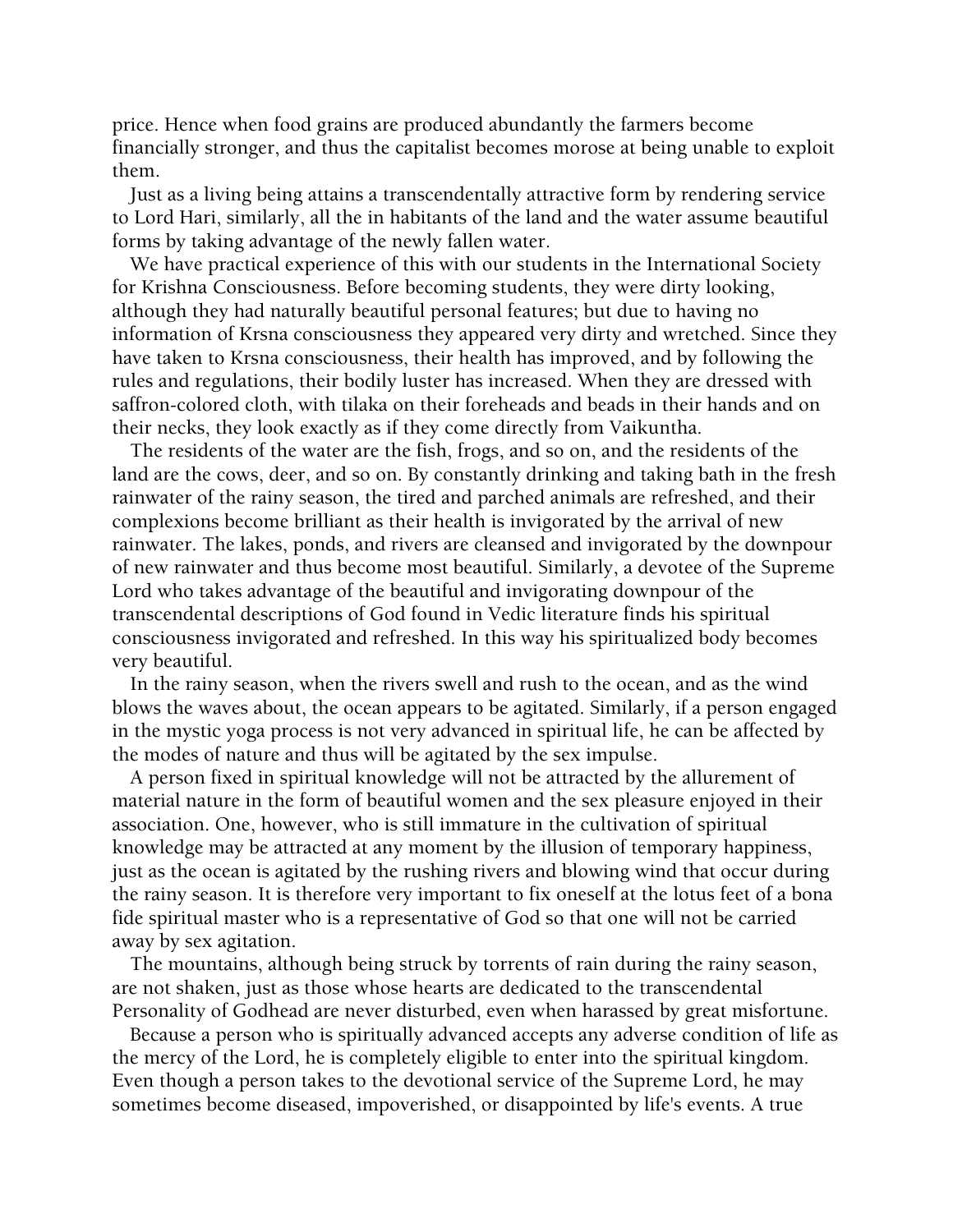price. Hence when food grains are produced abundantly the farmers become financially stronger, and thus the capitalist becomes morose at being unable to exploit them.

Just as a living being attains a transcendentally attractive form by rendering service to Lord Hari, similarly, all the in habitants of the land and the water assume beautiful forms by taking advantage of the newly fallen water.

We have practical experience of this with our students in the International Society for Krishna Consciousness. Before becoming students, they were dirty looking, although they had naturally beautiful personal features; but due to having no information of Krsna consciousness they appeared very dirty and wretched. Since they have taken to Krsna consciousness, their health has improved, and by following the rules and regulations, their bodily luster has increased. When they are dressed with saffron-colored cloth, with tilaka on their foreheads and beads in their hands and on their necks, they look exactly as if they come directly from Vaikuntha.

The residents of the water are the fish, frogs, and so on, and the residents of the land are the cows, deer, and so on. By constantly drinking and taking bath in the fresh rainwater of the rainy season, the tired and parched animals are refreshed, and their complexions become brilliant as their health is invigorated by the arrival of new rainwater. The lakes, ponds, and rivers are cleansed and invigorated by the downpour of new rainwater and thus become most beautiful. Similarly, a devotee of the Supreme Lord who takes advantage of the beautiful and invigorating downpour of the transcendental descriptions of God found in Vedic literature finds his spiritual consciousness invigorated and refreshed. In this way his spiritualized body becomes very beautiful.

In the rainy season, when the rivers swell and rush to the ocean, and as the wind blows the waves about, the ocean appears to be agitated. Similarly, if a person engaged in the mystic yoga process is not very advanced in spiritual life, he can be affected by the modes of nature and thus will be agitated by the sex impulse.

A person fixed in spiritual knowledge will not be attracted by the allurement of material nature in the form of beautiful women and the sex pleasure enjoyed in their association. One, however, who is still immature in the cultivation of spiritual knowledge may be attracted at any moment by the illusion of temporary happiness, just as the ocean is agitated by the rushing rivers and blowing wind that occur during the rainy season. It is therefore very important to fix oneself at the lotus feet of a bona fide spiritual master who is a representative of God so that one will not be carried away by sex agitation.

The mountains, although being struck by torrents of rain during the rainy season, are not shaken, just as those whose hearts are dedicated to the transcendental Personality of Godhead are never disturbed, even when harassed by great misfortune.

Because a person who is spiritually advanced accepts any adverse condition of life as the mercy of the Lord, he is completely eligible to enter into the spiritual kingdom. Even though a person takes to the devotional service of the Supreme Lord, he may sometimes become diseased, impoverished, or disappointed by life's events. A true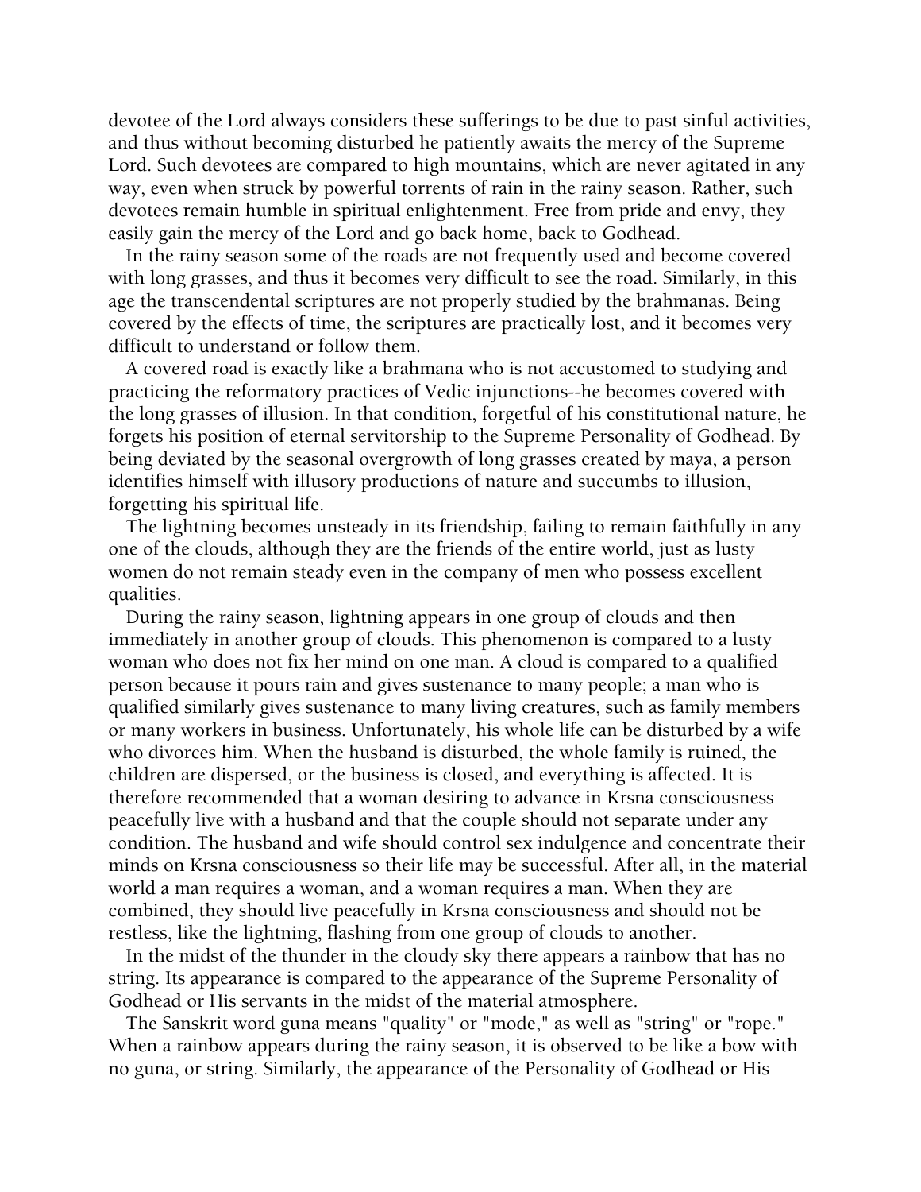devotee of the Lord always considers these sufferings to be due to past sinful activities, and thus without becoming disturbed he patiently awaits the mercy of the Supreme Lord. Such devotees are compared to high mountains, which are never agitated in any way, even when struck by powerful torrents of rain in the rainy season. Rather, such devotees remain humble in spiritual enlightenment. Free from pride and envy, they easily gain the mercy of the Lord and go back home, back to Godhead.

In the rainy season some of the roads are not frequently used and become covered with long grasses, and thus it becomes very difficult to see the road. Similarly, in this age the transcendental scriptures are not properly studied by the brahmanas. Being covered by the effects of time, the scriptures are practically lost, and it becomes very difficult to understand or follow them.

A covered road is exactly like a brahmana who is not accustomed to studying and practicing the reformatory practices of Vedic injunctions--he becomes covered with the long grasses of illusion. In that condition, forgetful of his constitutional nature, he forgets his position of eternal servitorship to the Supreme Personality of Godhead. By being deviated by the seasonal overgrowth of long grasses created by maya, a person identifies himself with illusory productions of nature and succumbs to illusion, forgetting his spiritual life.

The lightning becomes unsteady in its friendship, failing to remain faithfully in any one of the clouds, although they are the friends of the entire world, just as lusty women do not remain steady even in the company of men who possess excellent qualities.

During the rainy season, lightning appears in one group of clouds and then immediately in another group of clouds. This phenomenon is compared to a lusty woman who does not fix her mind on one man. A cloud is compared to a qualified person because it pours rain and gives sustenance to many people; a man who is qualified similarly gives sustenance to many living creatures, such as family members or many workers in business. Unfortunately, his whole life can be disturbed by a wife who divorces him. When the husband is disturbed, the whole family is ruined, the children are dispersed, or the business is closed, and everything is affected. It is therefore recommended that a woman desiring to advance in Krsna consciousness peacefully live with a husband and that the couple should not separate under any condition. The husband and wife should control sex indulgence and concentrate their minds on Krsna consciousness so their life may be successful. After all, in the material world a man requires a woman, and a woman requires a man. When they are combined, they should live peacefully in Krsna consciousness and should not be restless, like the lightning, flashing from one group of clouds to another.

In the midst of the thunder in the cloudy sky there appears a rainbow that has no string. Its appearance is compared to the appearance of the Supreme Personality of Godhead or His servants in the midst of the material atmosphere.

The Sanskrit word guna means "quality" or "mode," as well as "string" or "rope." When a rainbow appears during the rainy season, it is observed to be like a bow with no guna, or string. Similarly, the appearance of the Personality of Godhead or His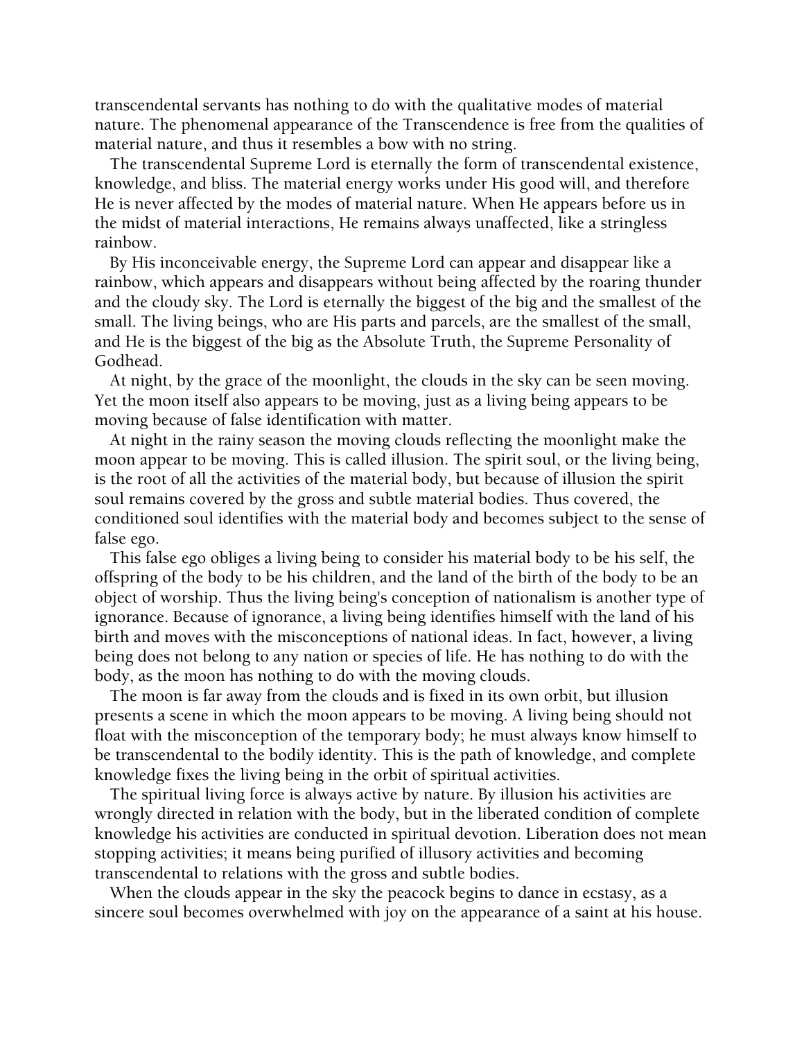transcendental servants has nothing to do with the qualitative modes of material nature. The phenomenal appearance of the Transcendence is free from the qualities of material nature, and thus it resembles a bow with no string.

The transcendental Supreme Lord is eternally the form of transcendental existence, knowledge, and bliss. The material energy works under His good will, and therefore He is never affected by the modes of material nature. When He appears before us in the midst of material interactions, He remains always unaffected, like a stringless rainbow.

By His inconceivable energy, the Supreme Lord can appear and disappear like a rainbow, which appears and disappears without being affected by the roaring thunder and the cloudy sky. The Lord is eternally the biggest of the big and the smallest of the small. The living beings, who are His parts and parcels, are the smallest of the small, and He is the biggest of the big as the Absolute Truth, the Supreme Personality of Godhead.

At night, by the grace of the moonlight, the clouds in the sky can be seen moving. Yet the moon itself also appears to be moving, just as a living being appears to be moving because of false identification with matter.

At night in the rainy season the moving clouds reflecting the moonlight make the moon appear to be moving. This is called illusion. The spirit soul, or the living being, is the root of all the activities of the material body, but because of illusion the spirit soul remains covered by the gross and subtle material bodies. Thus covered, the conditioned soul identifies with the material body and becomes subject to the sense of false ego.

This false ego obliges a living being to consider his material body to be his self, the offspring of the body to be his children, and the land of the birth of the body to be an object of worship. Thus the living being's conception of nationalism is another type of ignorance. Because of ignorance, a living being identifies himself with the land of his birth and moves with the misconceptions of national ideas. In fact, however, a living being does not belong to any nation or species of life. He has nothing to do with the body, as the moon has nothing to do with the moving clouds.

The moon is far away from the clouds and is fixed in its own orbit, but illusion presents a scene in which the moon appears to be moving. A living being should not float with the misconception of the temporary body; he must always know himself to be transcendental to the bodily identity. This is the path of knowledge, and complete knowledge fixes the living being in the orbit of spiritual activities.

The spiritual living force is always active by nature. By illusion his activities are wrongly directed in relation with the body, but in the liberated condition of complete knowledge his activities are conducted in spiritual devotion. Liberation does not mean stopping activities; it means being purified of illusory activities and becoming transcendental to relations with the gross and subtle bodies.

When the clouds appear in the sky the peacock begins to dance in ecstasy, as a sincere soul becomes overwhelmed with joy on the appearance of a saint at his house.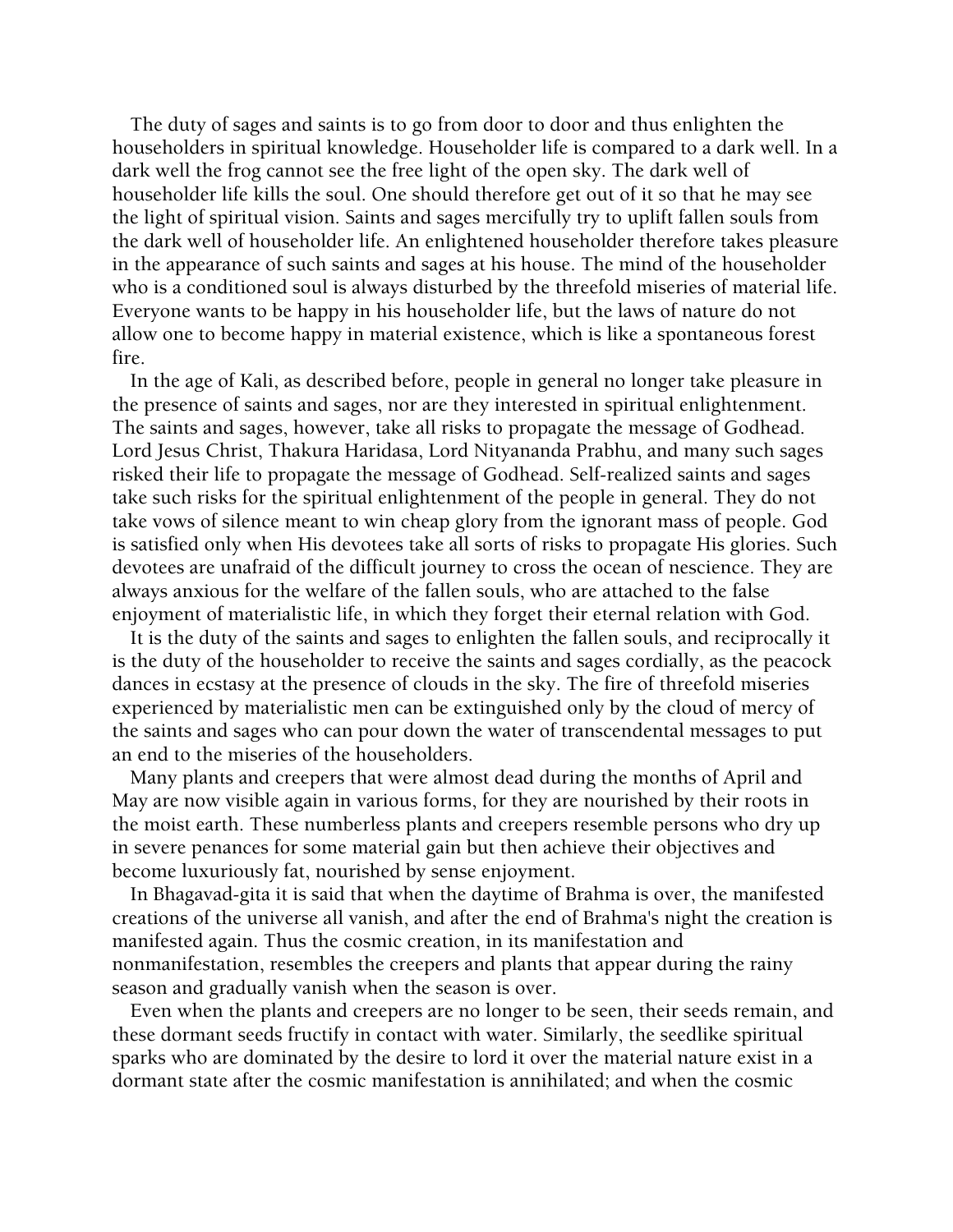The duty of sages and saints is to go from door to door and thus enlighten the householders in spiritual knowledge. Householder life is compared to a dark well. In a dark well the frog cannot see the free light of the open sky. The dark well of householder life kills the soul. One should therefore get out of it so that he may see the light of spiritual vision. Saints and sages mercifully try to uplift fallen souls from the dark well of householder life. An enlightened householder therefore takes pleasure in the appearance of such saints and sages at his house. The mind of the householder who is a conditioned soul is always disturbed by the threefold miseries of material life. Everyone wants to be happy in his householder life, but the laws of nature do not allow one to become happy in material existence, which is like a spontaneous forest fire.

In the age of Kali, as described before, people in general no longer take pleasure in the presence of saints and sages, nor are they interested in spiritual enlightenment. The saints and sages, however, take all risks to propagate the message of Godhead. Lord Jesus Christ, Thakura Haridasa, Lord Nityananda Prabhu, and many such sages risked their life to propagate the message of Godhead. Self-realized saints and sages take such risks for the spiritual enlightenment of the people in general. They do not take vows of silence meant to win cheap glory from the ignorant mass of people. God is satisfied only when His devotees take all sorts of risks to propagate His glories. Such devotees are unafraid of the difficult journey to cross the ocean of nescience. They are always anxious for the welfare of the fallen souls, who are attached to the false enjoyment of materialistic life, in which they forget their eternal relation with God.

It is the duty of the saints and sages to enlighten the fallen souls, and reciprocally it is the duty of the householder to receive the saints and sages cordially, as the peacock dances in ecstasy at the presence of clouds in the sky. The fire of threefold miseries experienced by materialistic men can be extinguished only by the cloud of mercy of the saints and sages who can pour down the water of transcendental messages to put an end to the miseries of the householders.

Many plants and creepers that were almost dead during the months of April and May are now visible again in various forms, for they are nourished by their roots in the moist earth. These numberless plants and creepers resemble persons who dry up in severe penances for some material gain but then achieve their objectives and become luxuriously fat, nourished by sense enjoyment.

In Bhagavad-gita it is said that when the daytime of Brahma is over, the manifested creations of the universe all vanish, and after the end of Brahma's night the creation is manifested again. Thus the cosmic creation, in its manifestation and nonmanifestation, resembles the creepers and plants that appear during the rainy season and gradually vanish when the season is over.

Even when the plants and creepers are no longer to be seen, their seeds remain, and these dormant seeds fructify in contact with water. Similarly, the seedlike spiritual sparks who are dominated by the desire to lord it over the material nature exist in a dormant state after the cosmic manifestation is annihilated; and when the cosmic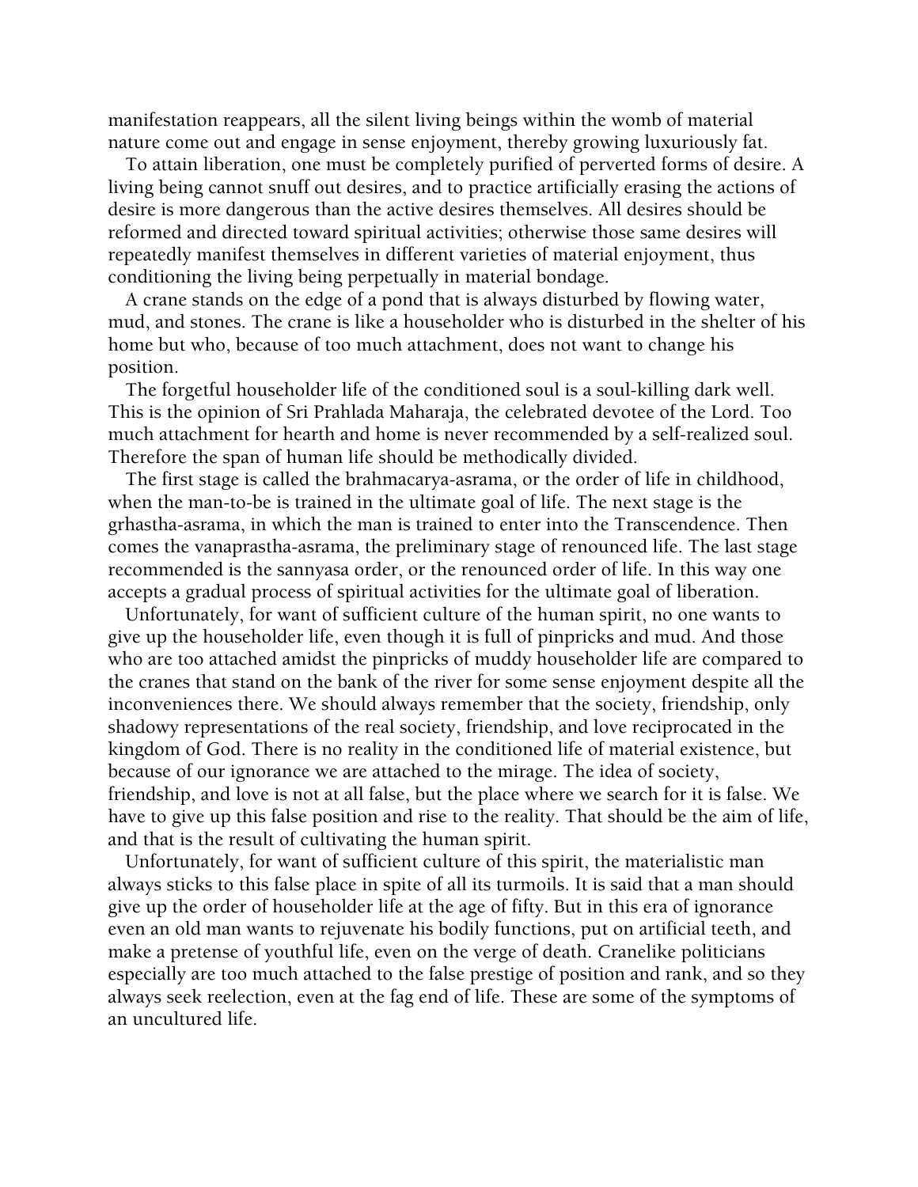manifestation reappears, all the silent living beings within the womb of material nature come out and engage in sense enjoyment, thereby growing luxuriously fat.

To attain liberation, one must be completely purified of perverted forms of desire. A living being cannot snuff out desires, and to practice artificially erasing the actions of desire is more dangerous than the active desires themselves. All desires should be reformed and directed toward spiritual activities; otherwise those same desires will repeatedly manifest themselves in different varieties of material enjoyment, thus conditioning the living being perpetually in material bondage.

A crane stands on the edge of a pond that is always disturbed by flowing water, mud, and stones. The crane is like a householder who is disturbed in the shelter of his home but who, because of too much attachment, does not want to change his position.

The forgetful householder life of the conditioned soul is a soul-killing dark well. This is the opinion of Sri Prahlada Maharaja, the celebrated devotee of the Lord. Too much attachment for hearth and home is never recommended by a self-realized soul. Therefore the span of human life should be methodically divided.

The first stage is called the brahmacarya-asrama, or the order of life in childhood, when the man-to-be is trained in the ultimate goal of life. The next stage is the grhastha-asrama, in which the man is trained to enter into the Transcendence. Then comes the vanaprastha-asrama, the preliminary stage of renounced life. The last stage recommended is the sannyasa order, or the renounced order of life. In this way one accepts a gradual process of spiritual activities for the ultimate goal of liberation.

Unfortunately, for want of sufficient culture of the human spirit, no one wants to give up the householder life, even though it is full of pinpricks and mud. And those who are too attached amidst the pinpricks of muddy householder life are compared to the cranes that stand on the bank of the river for some sense enjoyment despite all the inconveniences there. We should always remember that the society, friendship, only shadowy representations of the real society, friendship, and love reciprocated in the kingdom of God. There is no reality in the conditioned life of material existence, but because of our ignorance we are attached to the mirage. The idea of society, friendship, and love is not at all false, but the place where we search for it is false. We have to give up this false position and rise to the reality. That should be the aim of life, and that is the result of cultivating the human spirit.

Unfortunately, for want of sufficient culture of this spirit, the materialistic man always sticks to this false place in spite of all its turmoils. It is said that a man should give up the order of householder life at the age of fifty. But in this era of ignorance even an old man wants to rejuvenate his bodily functions, put on artificial teeth, and make a pretense of youthful life, even on the verge of death. Cranelike politicians especially are too much attached to the false prestige of position and rank, and so they always seek reelection, even at the fag end of life. These are some of the symptoms of an uncultured life.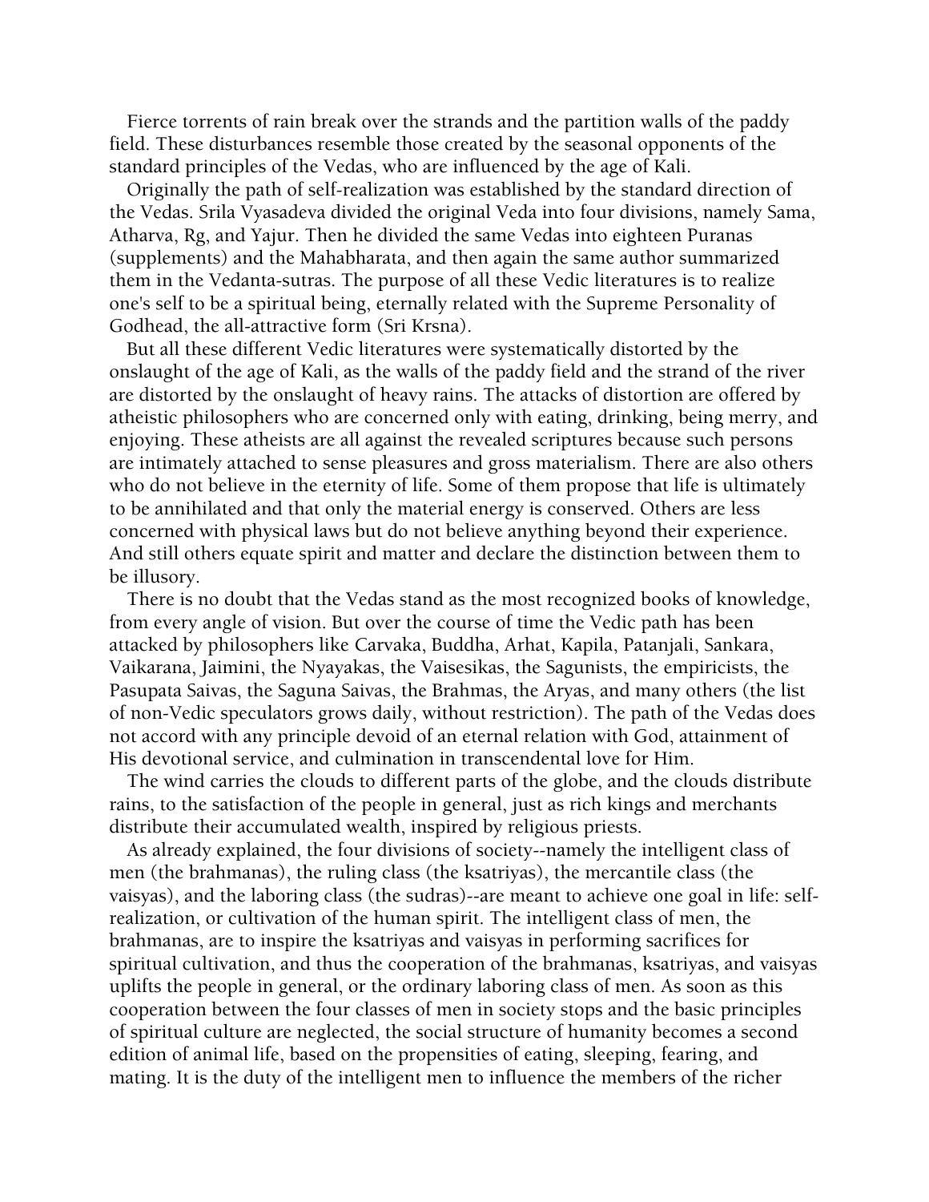Fierce torrents of rain break over the strands and the partition walls of the paddy field. These disturbances resemble those created by the seasonal opponents of the standard principles of the Vedas, who are influenced by the age of Kali.

Originally the path of self-realization was established by the standard direction of the Vedas. Srila Vyasadeva divided the original Veda into four divisions, namely Sama, Atharva, Rg, and Yajur. Then he divided the same Vedas into eighteen Puranas (supplements) and the Mahabharata, and then again the same author summarized them in the Vedanta-sutras. The purpose of all these Vedic literatures is to realize one's self to be a spiritual being, eternally related with the Supreme Personality of Godhead, the all-attractive form (Sri Krsna).

But all these different Vedic literatures were systematically distorted by the onslaught of the age of Kali, as the walls of the paddy field and the strand of the river are distorted by the onslaught of heavy rains. The attacks of distortion are offered by atheistic philosophers who are concerned only with eating, drinking, being merry, and enjoying. These atheists are all against the revealed scriptures because such persons are intimately attached to sense pleasures and gross materialism. There are also others who do not believe in the eternity of life. Some of them propose that life is ultimately to be annihilated and that only the material energy is conserved. Others are less concerned with physical laws but do not believe anything beyond their experience. And still others equate spirit and matter and declare the distinction between them to be illusory.

There is no doubt that the Vedas stand as the most recognized books of knowledge, from every angle of vision. But over the course of time the Vedic path has been attacked by philosophers like Carvaka, Buddha, Arhat, Kapila, Patanjali, Sankara, Vaikarana, Jaimini, the Nyayakas, the Vaisesikas, the Sagunists, the empiricists, the Pasupata Saivas, the Saguna Saivas, the Brahmas, the Aryas, and many others (the list of non-Vedic speculators grows daily, without restriction). The path of the Vedas does not accord with any principle devoid of an eternal relation with God, attainment of His devotional service, and culmination in transcendental love for Him.

The wind carries the clouds to different parts of the globe, and the clouds distribute rains, to the satisfaction of the people in general, just as rich kings and merchants distribute their accumulated wealth, inspired by religious priests.

As already explained, the four divisions of society--namely the intelligent class of men (the brahmanas), the ruling class (the ksatriyas), the mercantile class (the vaisyas), and the laboring class (the sudras)--are meant to achieve one goal in life: self-realization, or cultivation of the human spirit. The intelligent class of men, the brahmanas, are to inspire the ksatriyas and vaisyas in performing sacrifices for spiritual cultivation, and thus the cooperation of the brahmanas, ksatriyas, and vaisyas uplifts the people in general, or the ordinary laboring class of men. As soon as this cooperation between the four classes of men in society stops and the basic principles of spiritual culture are neglected, the social structure of humanity becomes a second edition of animal life, based on the propensities of eating, sleeping, fearing, and mating. It is the duty of the intelligent men to influence the members of the richer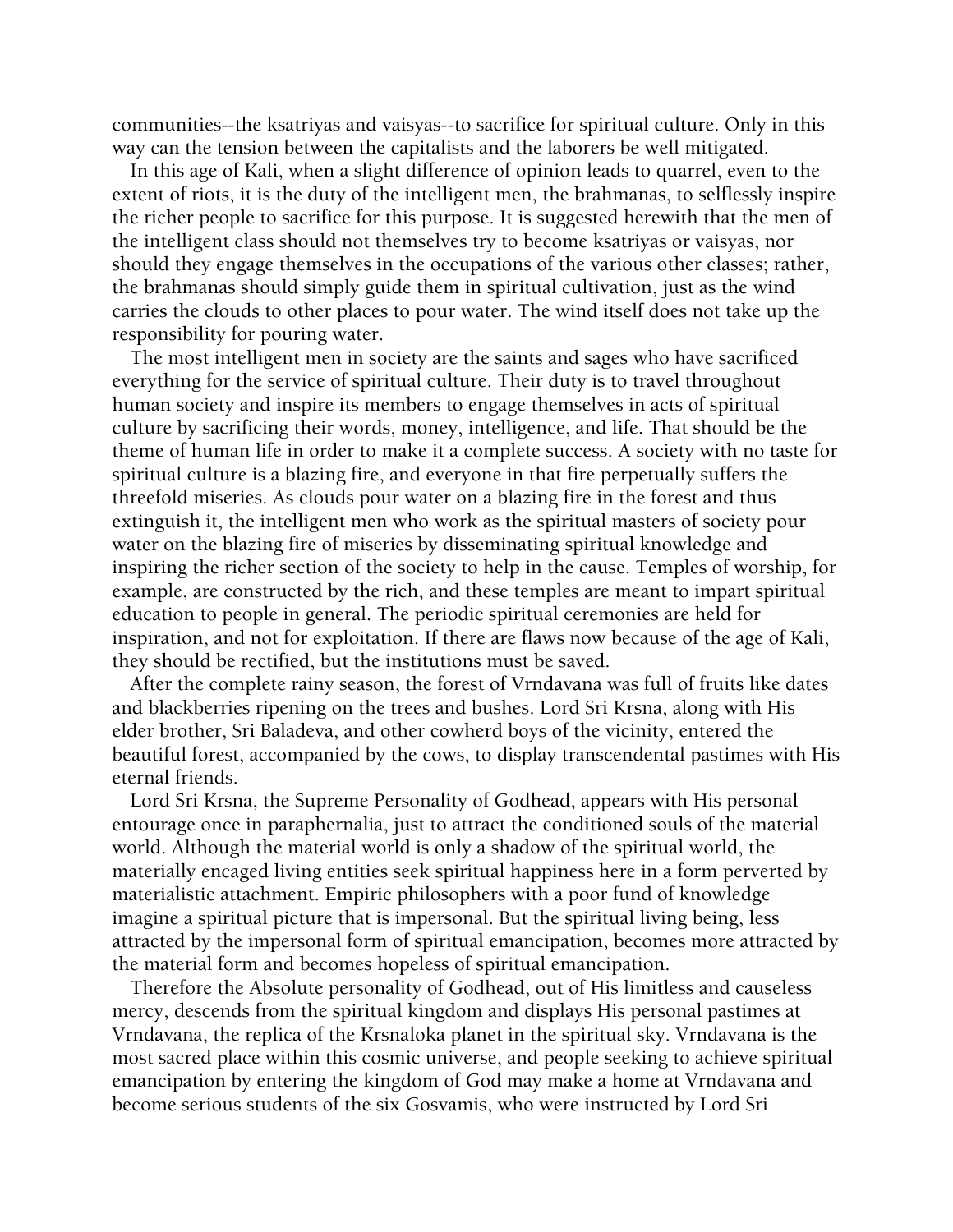communities--the ksatriyas and vaisyas--to sacrifice for spiritual culture. Only in this way can the tension between the capitalists and the laborers be well mitigated.

In this age of Kali, when a slight difference of opinion leads to quarrel, even to the extent of riots, it is the duty of the intelligent men, the brahmanas, to selflessly inspire the richer people to sacrifice for this purpose. It is suggested herewith that the men of the intelligent class should not themselves try to become ksatriyas or vaisyas, nor should they engage themselves in the occupations of the various other classes; rather, the brahmanas should simply guide them in spiritual cultivation, just as the wind carries the clouds to other places to pour water. The wind itself does not take up the responsibility for pouring water.

The most intelligent men in society are the saints and sages who have sacrificed everything for the service of spiritual culture. Their duty is to travel throughout human society and inspire its members to engage themselves in acts of spiritual culture by sacrificing their words, money, intelligence, and life. That should be the theme of human life in order to make it a complete success. A society with no taste for spiritual culture is a blazing fire, and everyone in that fire perpetually suffers the threefold miseries. As clouds pour water on a blazing fire in the forest and thus extinguish it, the intelligent men who work as the spiritual masters of society pour water on the blazing fire of miseries by disseminating spiritual knowledge and inspiring the richer section of the society to help in the cause. Temples of worship, for example, are constructed by the rich, and these temples are meant to impart spiritual education to people in general. The periodic spiritual ceremonies are held for inspiration, and not for exploitation. If there are flaws now because of the age of Kali, they should be rectified, but the institutions must be saved.

After the complete rainy season, the forest of Vrndavana was full of fruits like dates and blackberries ripening on the trees and bushes. Lord Sri Krsna, along with His elder brother, Sri Baladeva, and other cowherd boys of the vicinity, entered the beautiful forest, accompanied by the cows, to display transcendental pastimes with His eternal friends.

Lord Sri Krsna, the Supreme Personality of Godhead, appears with His personal entourage once in paraphernalia, just to attract the conditioned souls of the material world. Although the material world is only a shadow of the spiritual world, the materially encaged living entities seek spiritual happiness here in a form perverted by materialistic attachment. Empiric philosophers with a poor fund of knowledge imagine a spiritual picture that is impersonal. But the spiritual living being, less attracted by the impersonal form of spiritual emancipation, becomes more attracted by the material form and becomes hopeless of spiritual emancipation.

Therefore the Absolute personality of Godhead, out of His limitless and causeless mercy, descends from the spiritual kingdom and displays His personal pastimes at Vrndavana, the replica of the Krsnaloka planet in the spiritual sky. Vrndavana is the most sacred place within this cosmic universe, and people seeking to achieve spiritual emancipation by entering the kingdom of God may make a home at Vrndavana and become serious students of the six Gosvamis, who were instructed by Lord Sri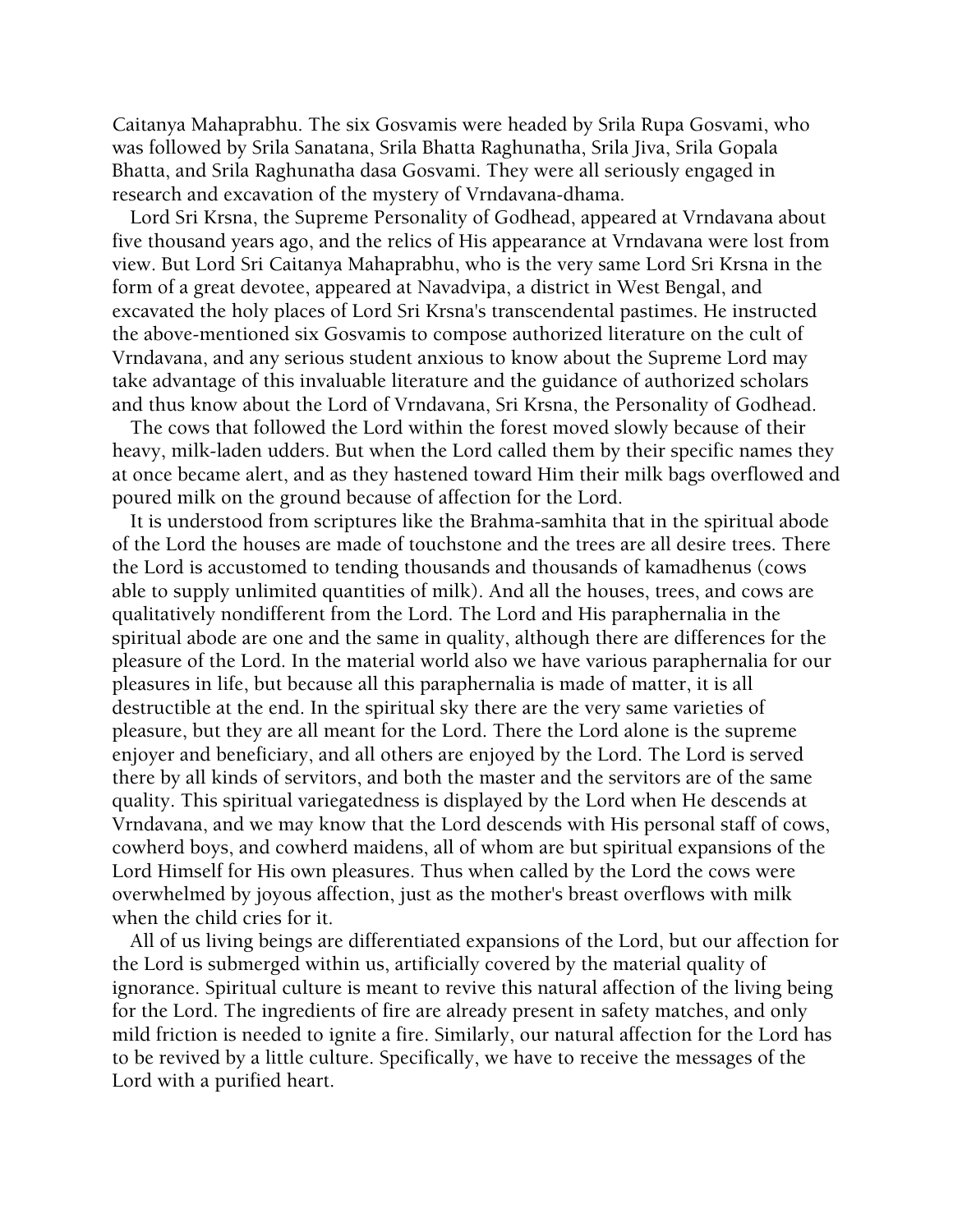Caitanya Mahaprabhu. The six Gosvamis were headed by Srila Rupa Gosvami, who was followed by Srila Sanatana, Srila Bhatta Raghunatha, Srila Jiva, Srila Gopala Bhatta, and Srila Raghunatha dasa Gosvami. They were all seriously engaged in research and excavation of the mystery of Vrndavana-dhama.

Lord Sri Krsna, the Supreme Personality of Godhead, appeared at Vrndavana about five thousand years ago, and the relics of His appearance at Vrndavana were lost from view. But Lord Sri Caitanya Mahaprabhu, who is the very same Lord Sri Krsna in the form of a great devotee, appeared at Navadvipa, a district in West Bengal, and excavated the holy places of Lord Sri Krsna's transcendental pastimes. He instructed the above-mentioned six Gosvamis to compose authorized literature on the cult of Vrndavana, and any serious student anxious to know about the Supreme Lord may take advantage of this invaluable literature and the guidance of authorized scholars and thus know about the Lord of Vrndavana, Sri Krsna, the Personality of Godhead.

The cows that followed the Lord within the forest moved slowly because of their heavy, milk-laden udders. But when the Lord called them by their specific names they at once became alert, and as they hastened toward Him their milk bags overflowed and poured milk on the ground because of affection for the Lord.

It is understood from scriptures like the Brahma-samhita that in the spiritual abode of the Lord the houses are made of touchstone and the trees are all desire trees. There the Lord is accustomed to tending thousands and thousands of kamadhenus (cows able to supply unlimited quantities of milk). And all the houses, trees, and cows are qualitatively nondifferent from the Lord. The Lord and His paraphernalia in the spiritual abode are one and the same in quality, although there are differences for the pleasure of the Lord. In the material world also we have various paraphernalia for our pleasures in life, but because all this paraphernalia is made of matter, it is all destructible at the end. In the spiritual sky there are the very same varieties of pleasure, but they are all meant for the Lord. There the Lord alone is the supreme enjoyer and beneficiary, and all others are enjoyed by the Lord. The Lord is served there by all kinds of servitors, and both the master and the servitors are of the same quality. This spiritual variegatedness is displayed by the Lord when He descends at Vrndavana, and we may know that the Lord descends with His personal staff of cows, cowherd boys, and cowherd maidens, all of whom are but spiritual expansions of the Lord Himself for His own pleasures. Thus when called by the Lord the cows were overwhelmed by joyous affection, just as the mother's breast overflows with milk when the child cries for it.

All of us living beings are differentiated expansions of the Lord, but our affection for the Lord is submerged within us, artificially covered by the material quality of ignorance. Spiritual culture is meant to revive this natural affection of the living being for the Lord. The ingredients of fire are already present in safety matches, and only mild friction is needed to ignite a fire. Similarly, our natural affection for the Lord has to be revived by a little culture. Specifically, we have to receive the messages of the Lord with a purified heart.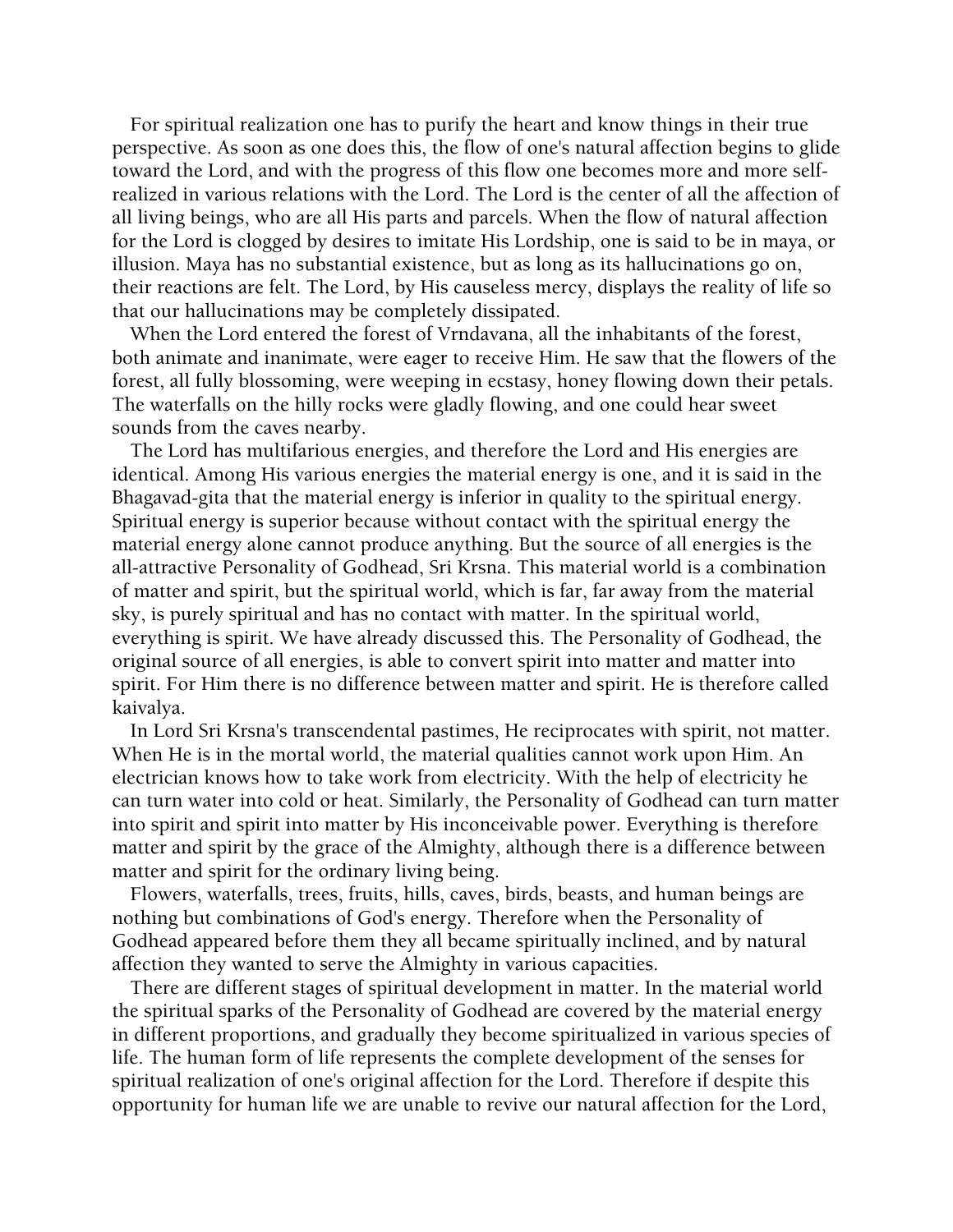For spiritual realization one has to purify the heart and know things in their true perspective. As soon as one does this, the flow of one's natural affection begins to glide toward the Lord, and with the progress of this flow one becomes more and more self-realized in various relations with the Lord. The Lord is the center of all the affection of all living beings, who are all His parts and parcels. When the flow of natural affection for the Lord is clogged by desires to imitate His Lordship, one is said to be in maya, or illusion. Maya has no substantial existence, but as long as its hallucinations go on, their reactions are felt. The Lord, by His causeless mercy, displays the reality of life so that our hallucinations may be completely dissipated.

When the Lord entered the forest of Vrndavana, all the inhabitants of the forest, both animate and inanimate, were eager to receive Him. He saw that the flowers of the forest, all fully blossoming, were weeping in ecstasy, honey flowing down their petals. The waterfalls on the hilly rocks were gladly flowing, and one could hear sweet sounds from the caves nearby.

The Lord has multifarious energies, and therefore the Lord and His energies are identical. Among His various energies the material energy is one, and it is said in the Bhagavad-gita that the material energy is inferior in quality to the spiritual energy. Spiritual energy is superior because without contact with the spiritual energy the material energy alone cannot produce anything. But the source of all energies is the all-attractive Personality of Godhead, Sri Krsna. This material world is a combination of matter and spirit, but the spiritual world, which is far, far away from the material sky, is purely spiritual and has no contact with matter. In the spiritual world, everything is spirit. We have already discussed this. The Personality of Godhead, the original source of all energies, is able to convert spirit into matter and matter into spirit. For Him there is no difference between matter and spirit. He is therefore called kaivalya.

In Lord Sri Krsna's transcendental pastimes, He reciprocates with spirit, not matter. When He is in the mortal world, the material qualities cannot work upon Him. An electrician knows how to take work from electricity. With the help of electricity he can turn water into cold or heat. Similarly, the Personality of Godhead can turn matter into spirit and spirit into matter by His inconceivable power. Everything is therefore matter and spirit by the grace of the Almighty, although there is a difference between matter and spirit for the ordinary living being.

Flowers, waterfalls, trees, fruits, hills, caves, birds, beasts, and human beings are nothing but combinations of God's energy. Therefore when the Personality of Godhead appeared before them they all became spiritually inclined, and by natural affection they wanted to serve the Almighty in various capacities.

There are different stages of spiritual development in matter. In the material world the spiritual sparks of the Personality of Godhead are covered by the material energy in different proportions, and gradually they become spiritualized in various species of life. The human form of life represents the complete development of the senses for spiritual realization of one's original affection for the Lord. Therefore if despite this opportunity for human life we are unable to revive our natural affection for the Lord,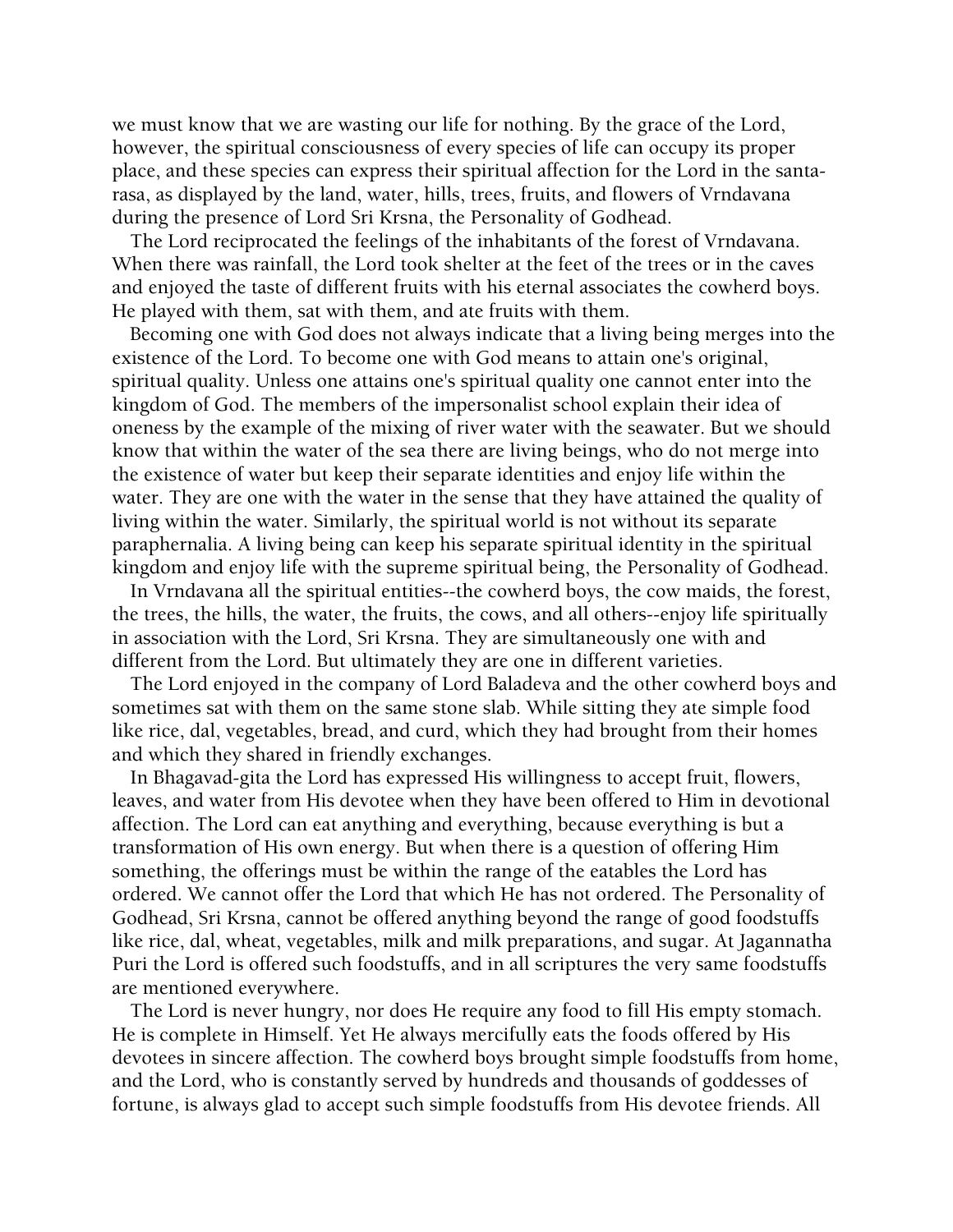we must know that we are wasting our life for nothing. By the grace of the Lord, however, the spiritual consciousness of every species of life can occupy its proper place, and these species can express their spiritual affection for the Lord in the santa-rasa, as displayed by the land, water, hills, trees, fruits, and flowers of Vrndavana during the presence of Lord Sri Krsna, the Personality of Godhead.

The Lord reciprocated the feelings of the inhabitants of the forest of Vrndavana. When there was rainfall, the Lord took shelter at the feet of the trees or in the caves and enjoyed the taste of different fruits with his eternal associates the cowherd boys. He played with them, sat with them, and ate fruits with them.

Becoming one with God does not always indicate that a living being merges into the existence of the Lord. To become one with God means to attain one's original, spiritual quality. Unless one attains one's spiritual quality one cannot enter into the kingdom of God. The members of the impersonalist school explain their idea of oneness by the example of the mixing of river water with the seawater. But we should know that within the water of the sea there are living beings, who do not merge into the existence of water but keep their separate identities and enjoy life within the water. They are one with the water in the sense that they have attained the quality of living within the water. Similarly, the spiritual world is not without its separate paraphernalia. A living being can keep his separate spiritual identity in the spiritual kingdom and enjoy life with the supreme spiritual being, the Personality of Godhead.

In Vrndavana all the spiritual entities--the cowherd boys, the cow maids, the forest, the trees, the hills, the water, the fruits, the cows, and all others--enjoy life spiritually in association with the Lord, Sri Krsna. They are simultaneously one with and different from the Lord. But ultimately they are one in different varieties.

The Lord enjoyed in the company of Lord Baladeva and the other cowherd boys and sometimes sat with them on the same stone slab. While sitting they ate simple food like rice, dal, vegetables, bread, and curd, which they had brought from their homes and which they shared in friendly exchanges.

In Bhagavad-gita the Lord has expressed His willingness to accept fruit, flowers, leaves, and water from His devotee when they have been offered to Him in devotional affection. The Lord can eat anything and everything, because everything is but a transformation of His own energy. But when there is a question of offering Him something, the offerings must be within the range of the eatables the Lord has ordered. We cannot offer the Lord that which He has not ordered. The Personality of Godhead, Sri Krsna, cannot be offered anything beyond the range of good foodstuffs like rice, dal, wheat, vegetables, milk and milk preparations, and sugar. At Jagannatha Puri the Lord is offered such foodstuffs, and in all scriptures the very same foodstuffs are mentioned everywhere.

The Lord is never hungry, nor does He require any food to fill His empty stomach. He is complete in Himself. Yet He always mercifully eats the foods offered by His devotees in sincere affection. The cowherd boys brought simple foodstuffs from home, and the Lord, who is constantly served by hundreds and thousands of goddesses of fortune, is always glad to accept such simple foodstuffs from His devotee friends. All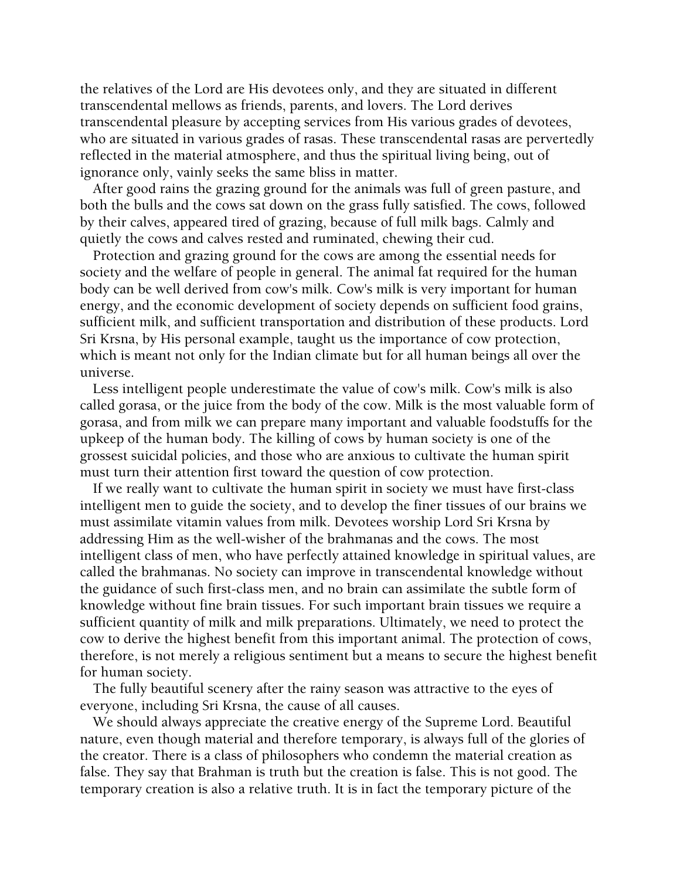the relatives of the Lord are His devotees only, and they are situated in different transcendental mellows as friends, parents, and lovers. The Lord derives transcendental pleasure by accepting services from His various grades of devotees, who are situated in various grades of rasas. These transcendental rasas are pervertedly reflected in the material atmosphere, and thus the spiritual living being, out of ignorance only, vainly seeks the same bliss in matter.

After good rains the grazing ground for the animals was full of green pasture, and both the bulls and the cows sat down on the grass fully satisfied. The cows, followed by their calves, appeared tired of grazing, because of full milk bags. Calmly and quietly the cows and calves rested and ruminated, chewing their cud.

Protection and grazing ground for the cows are among the essential needs for society and the welfare of people in general. The animal fat required for the human body can be well derived from cow's milk. Cow's milk is very important for human energy, and the economic development of society depends on sufficient food grains, sufficient milk, and sufficient transportation and distribution of these products. Lord Sri Krsna, by His personal example, taught us the importance of cow protection, which is meant not only for the Indian climate but for all human beings all over the universe.

Less intelligent people underestimate the value of cow's milk. Cow's milk is also called gorasa, or the juice from the body of the cow. Milk is the most valuable form of gorasa, and from milk we can prepare many important and valuable foodstuffs for the upkeep of the human body. The killing of cows by human society is one of the grossest suicidal policies, and those who are anxious to cultivate the human spirit must turn their attention first toward the question of cow protection.

If we really want to cultivate the human spirit in society we must have first-class intelligent men to guide the society, and to develop the finer tissues of our brains we must assimilate vitamin values from milk. Devotees worship Lord Sri Krsna by addressing Him as the well-wisher of the brahmanas and the cows. The most intelligent class of men, who have perfectly attained knowledge in spiritual values, are called the brahmanas. No society can improve in transcendental knowledge without the guidance of such first-class men, and no brain can assimilate the subtle form of knowledge without fine brain tissues. For such important brain tissues we require a sufficient quantity of milk and milk preparations. Ultimately, we need to protect the cow to derive the highest benefit from this important animal. The protection of cows, therefore, is not merely a religious sentiment but a means to secure the highest benefit for human society.

The fully beautiful scenery after the rainy season was attractive to the eyes of everyone, including Sri Krsna, the cause of all causes.

We should always appreciate the creative energy of the Supreme Lord. Beautiful nature, even though material and therefore temporary, is always full of the glories of the creator. There is a class of philosophers who condemn the material creation as false. They say that Brahman is truth but the creation is false. This is not good. The temporary creation is also a relative truth. It is in fact the temporary picture of the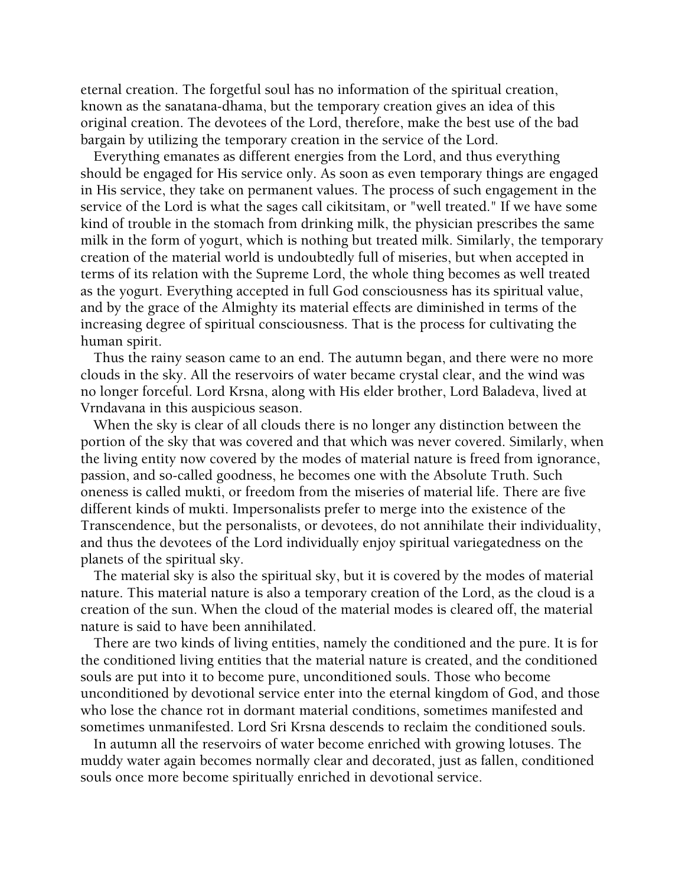eternal creation. The forgetful soul has no information of the spiritual creation, known as the sanatana-dhama, but the temporary creation gives an idea of this original creation. The devotees of the Lord, therefore, make the best use of the bad bargain by utilizing the temporary creation in the service of the Lord.

Everything emanates as different energies from the Lord, and thus everything should be engaged for His service only. As soon as even temporary things are engaged in His service, they take on permanent values. The process of such engagement in the service of the Lord is what the sages call cikitsitam, or "well treated." If we have some kind of trouble in the stomach from drinking milk, the physician prescribes the same milk in the form of yogurt, which is nothing but treated milk. Similarly, the temporary creation of the material world is undoubtedly full of miseries, but when accepted in terms of its relation with the Supreme Lord, the whole thing becomes as well treated as the yogurt. Everything accepted in full God consciousness has its spiritual value, and by the grace of the Almighty its material effects are diminished in terms of the increasing degree of spiritual consciousness. That is the process for cultivating the human spirit.

Thus the rainy season came to an end. The autumn began, and there were no more clouds in the sky. All the reservoirs of water became crystal clear, and the wind was no longer forceful. Lord Krsna, along with His elder brother, Lord Baladeva, lived at Vrndavana in this auspicious season.

When the sky is clear of all clouds there is no longer any distinction between the portion of the sky that was covered and that which was never covered. Similarly, when the living entity now covered by the modes of material nature is freed from ignorance, passion, and so-called goodness, he becomes one with the Absolute Truth. Such oneness is called mukti, or freedom from the miseries of material life. There are five different kinds of mukti. Impersonalists prefer to merge into the existence of the Transcendence, but the personalists, or devotees, do not annihilate their individuality, and thus the devotees of the Lord individually enjoy spiritual variegatedness on the planets of the spiritual sky.

The material sky is also the spiritual sky, but it is covered by the modes of material nature. This material nature is also a temporary creation of the Lord, as the cloud is a creation of the sun. When the cloud of the material modes is cleared off, the material nature is said to have been annihilated.

There are two kinds of living entities, namely the conditioned and the pure. It is for the conditioned living entities that the material nature is created, and the conditioned souls are put into it to become pure, unconditioned souls. Those who become unconditioned by devotional service enter into the eternal kingdom of God, and those who lose the chance rot in dormant material conditions, sometimes manifested and sometimes unmanifested. Lord Sri Krsna descends to reclaim the conditioned souls.

In autumn all the reservoirs of water become enriched with growing lotuses. The muddy water again becomes normally clear and decorated, just as fallen, conditioned souls once more become spiritually enriched in devotional service.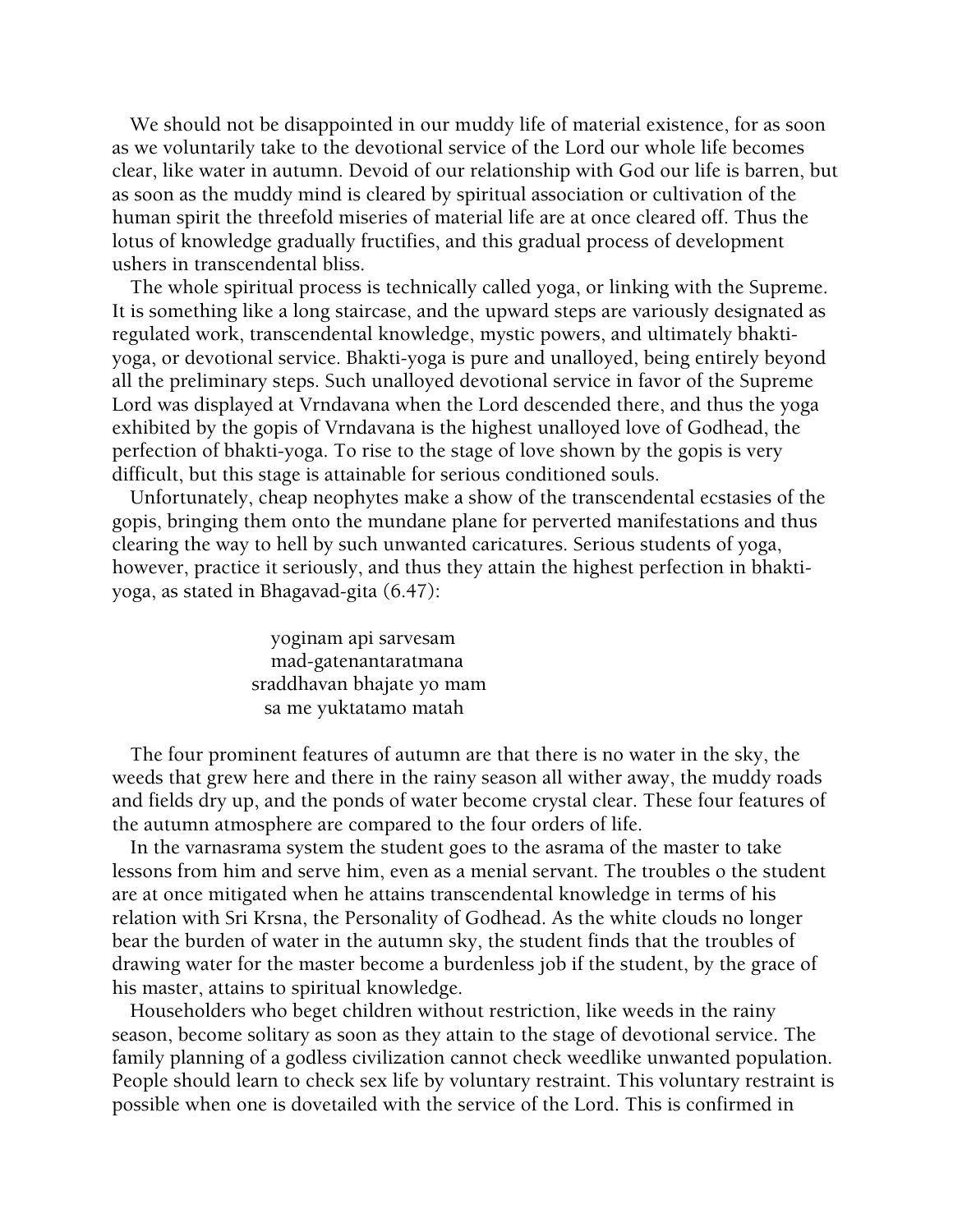We should not be disappointed in our muddy life of material existence, for as soon as we voluntarily take to the devotional service of the Lord our whole life becomes clear, like water in autumn. Devoid of our relationship with God our life is barren, but as soon as the muddy mind is cleared by spiritual association or cultivation of the human spirit the threefold miseries of material life are at once cleared off. Thus the lotus of knowledge gradually fructifies, and this gradual process of development ushers in transcendental bliss.

The whole spiritual process is technically called yoga, or linking with the Supreme. It is something like a long staircase, and the upward steps are variously designated as regulated work, transcendental knowledge, mystic powers, and ultimately bhakti-yoga, or devotional service. Bhakti-yoga is pure and unalloyed, being entirely beyond all the preliminary steps. Such unalloyed devotional service in favor of the Supreme Lord was displayed at Vrndavana when the Lord descended there, and thus the yoga exhibited by the gopis of Vrndavana is the highest unalloyed love of Godhead, the perfection of bhakti-yoga. To rise to the stage of love shown by the gopis is very difficult, but this stage is attainable for serious conditioned souls.

Unfortunately, cheap neophytes make a show of the transcendental ecstasies of the gopis, bringing them onto the mundane plane for perverted manifestations and thus clearing the way to hell by such unwanted caricatures. Serious students of yoga, however, practice it seriously, and thus they attain the highest perfection in bhakti-yoga, as stated in Bhagavad-gita (6.47):

> yoginam api sarvesam
> mad-gatenantaratmana
> sraddhavan bhajate yo mam
> sa me yuktatamo matah

The four prominent features of autumn are that there is no water in the sky, the weeds that grew here and there in the rainy season all wither away, the muddy roads and fields dry up, and the ponds of water become crystal clear. These four features of the autumn atmosphere are compared to the four orders of life.

In the varnasrama system the student goes to the asrama of the master to take lessons from him and serve him, even as a menial servant. The troubles o the student are at once mitigated when he attains transcendental knowledge in terms of his relation with Sri Krsna, the Personality of Godhead. As the white clouds no longer bear the burden of water in the autumn sky, the student finds that the troubles of drawing water for the master become a burdenless job if the student, by the grace of his master, attains to spiritual knowledge.

Householders who beget children without restriction, like weeds in the rainy season, become solitary as soon as they attain to the stage of devotional service. The family planning of a godless civilization cannot check weedlike unwanted population. People should learn to check sex life by voluntary restraint. This voluntary restraint is possible when one is dovetailed with the service of the Lord. This is confirmed in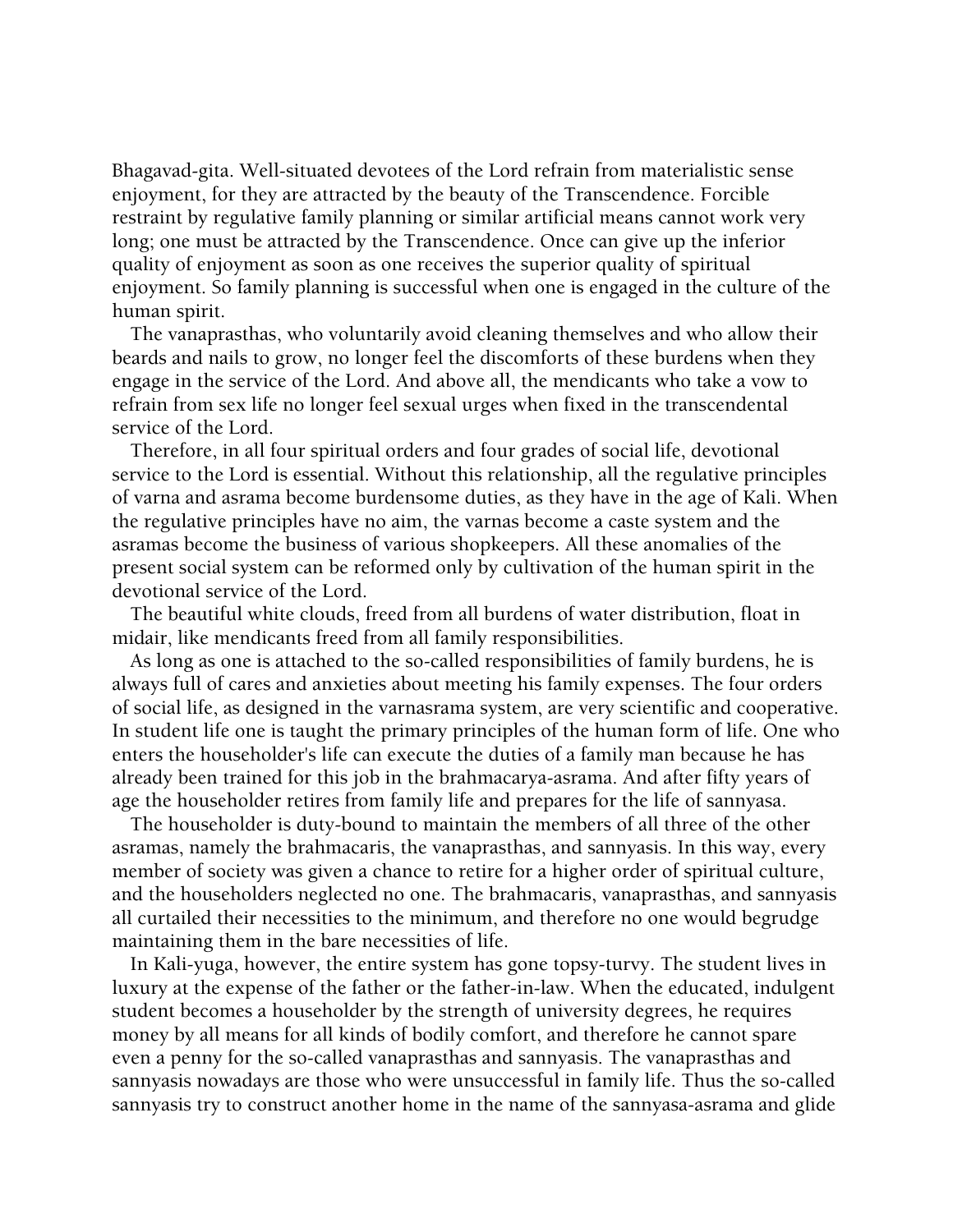Bhagavad-gita. Well-situated devotees of the Lord refrain from materialistic sense enjoyment, for they are attracted by the beauty of the Transcendence. Forcible restraint by regulative family planning or similar artificial means cannot work very long; one must be attracted by the Transcendence. Once can give up the inferior quality of enjoyment as soon as one receives the superior quality of spiritual enjoyment. So family planning is successful when one is engaged in the culture of the human spirit.

The vanaprasthas, who voluntarily avoid cleaning themselves and who allow their beards and nails to grow, no longer feel the discomforts of these burdens when they engage in the service of the Lord. And above all, the mendicants who take a vow to refrain from sex life no longer feel sexual urges when fixed in the transcendental service of the Lord.

Therefore, in all four spiritual orders and four grades of social life, devotional service to the Lord is essential. Without this relationship, all the regulative principles of varna and asrama become burdensome duties, as they have in the age of Kali. When the regulative principles have no aim, the varnas become a caste system and the asramas become the business of various shopkeepers. All these anomalies of the present social system can be reformed only by cultivation of the human spirit in the devotional service of the Lord.

The beautiful white clouds, freed from all burdens of water distribution, float in midair, like mendicants freed from all family responsibilities.

As long as one is attached to the so-called responsibilities of family burdens, he is always full of cares and anxieties about meeting his family expenses. The four orders of social life, as designed in the varnasrama system, are very scientific and cooperative. In student life one is taught the primary principles of the human form of life. One who enters the householder's life can execute the duties of a family man because he has already been trained for this job in the brahmacarya-asrama. And after fifty years of age the householder retires from family life and prepares for the life of sannyasa.

The householder is duty-bound to maintain the members of all three of the other asramas, namely the brahmacaris, the vanaprasthas, and sannyasis. In this way, every member of society was given a chance to retire for a higher order of spiritual culture, and the householders neglected no one. The brahmacaris, vanaprasthas, and sannyasis all curtailed their necessities to the minimum, and therefore no one would begrudge maintaining them in the bare necessities of life.

In Kali-yuga, however, the entire system has gone topsy-turvy. The student lives in luxury at the expense of the father or the father-in-law. When the educated, indulgent student becomes a householder by the strength of university degrees, he requires money by all means for all kinds of bodily comfort, and therefore he cannot spare even a penny for the so-called vanaprasthas and sannyasis. The vanaprasthas and sannyasis nowadays are those who were unsuccessful in family life. Thus the so-called sannyasis try to construct another home in the name of the sannyasa-asrama and glide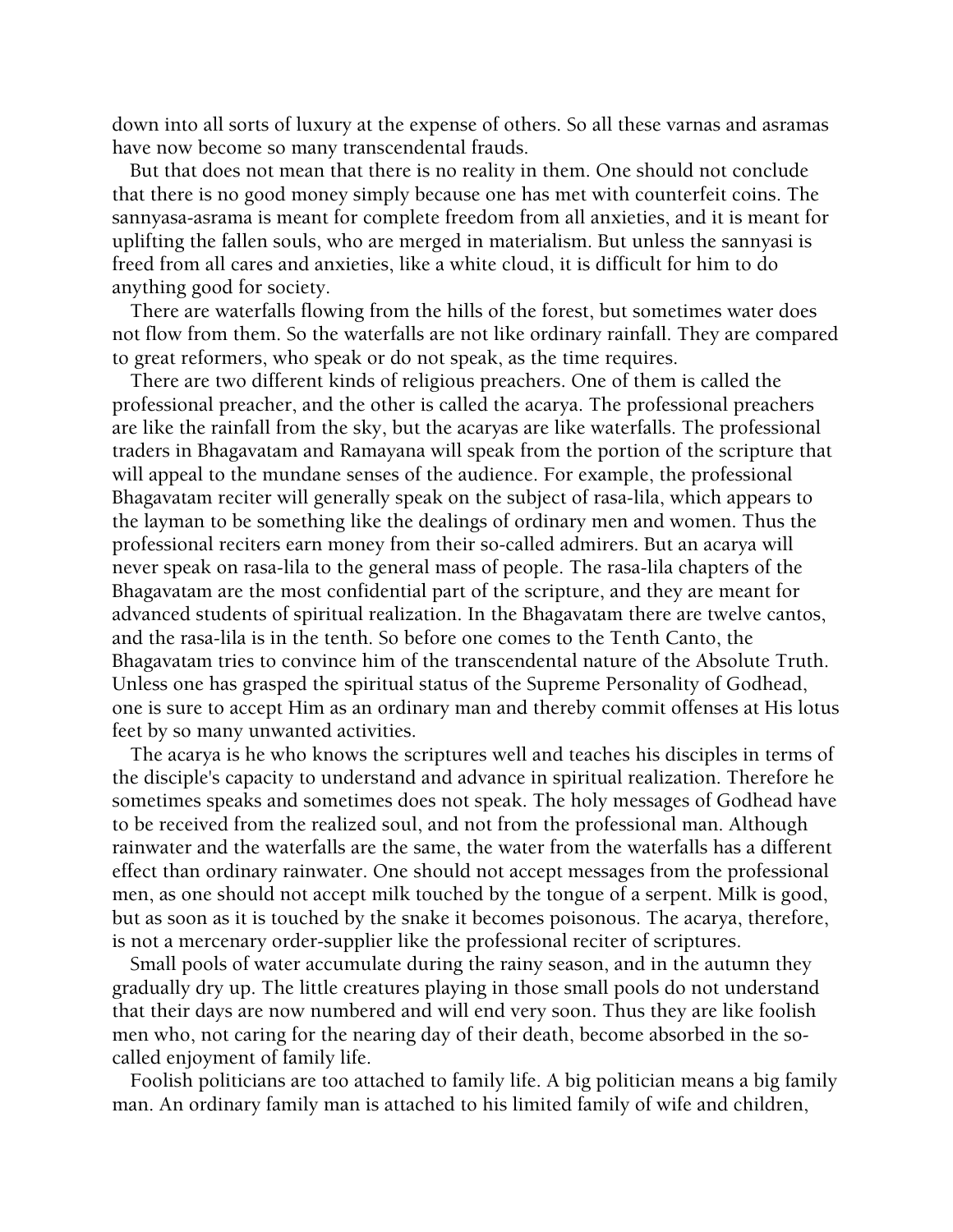down into all sorts of luxury at the expense of others. So all these varnas and asramas have now become so many transcendental frauds.

But that does not mean that there is no reality in them. One should not conclude that there is no good money simply because one has met with counterfeit coins. The sannyasa-asrama is meant for complete freedom from all anxieties, and it is meant for uplifting the fallen souls, who are merged in materialism. But unless the sannyasi is freed from all cares and anxieties, like a white cloud, it is difficult for him to do anything good for society.

There are waterfalls flowing from the hills of the forest, but sometimes water does not flow from them. So the waterfalls are not like ordinary rainfall. They are compared to great reformers, who speak or do not speak, as the time requires.

There are two different kinds of religious preachers. One of them is called the professional preacher, and the other is called the acarya. The professional preachers are like the rainfall from the sky, but the acaryas are like waterfalls. The professional traders in Bhagavatam and Ramayana will speak from the portion of the scripture that will appeal to the mundane senses of the audience. For example, the professional Bhagavatam reciter will generally speak on the subject of rasa-lila, which appears to the layman to be something like the dealings of ordinary men and women. Thus the professional reciters earn money from their so-called admirers. But an acarya will never speak on rasa-lila to the general mass of people. The rasa-lila chapters of the Bhagavatam are the most confidential part of the scripture, and they are meant for advanced students of spiritual realization. In the Bhagavatam there are twelve cantos, and the rasa-lila is in the tenth. So before one comes to the Tenth Canto, the Bhagavatam tries to convince him of the transcendental nature of the Absolute Truth. Unless one has grasped the spiritual status of the Supreme Personality of Godhead, one is sure to accept Him as an ordinary man and thereby commit offenses at His lotus feet by so many unwanted activities.

The acarya is he who knows the scriptures well and teaches his disciples in terms of the disciple's capacity to understand and advance in spiritual realization. Therefore he sometimes speaks and sometimes does not speak. The holy messages of Godhead have to be received from the realized soul, and not from the professional man. Although rainwater and the waterfalls are the same, the water from the waterfalls has a different effect than ordinary rainwater. One should not accept messages from the professional men, as one should not accept milk touched by the tongue of a serpent. Milk is good, but as soon as it is touched by the snake it becomes poisonous. The acarya, therefore, is not a mercenary order-supplier like the professional reciter of scriptures.

Small pools of water accumulate during the rainy season, and in the autumn they gradually dry up. The little creatures playing in those small pools do not understand that their days are now numbered and will end very soon. Thus they are like foolish men who, not caring for the nearing day of their death, become absorbed in the so-called enjoyment of family life.

Foolish politicians are too attached to family life. A big politician means a big family man. An ordinary family man is attached to his limited family of wife and children,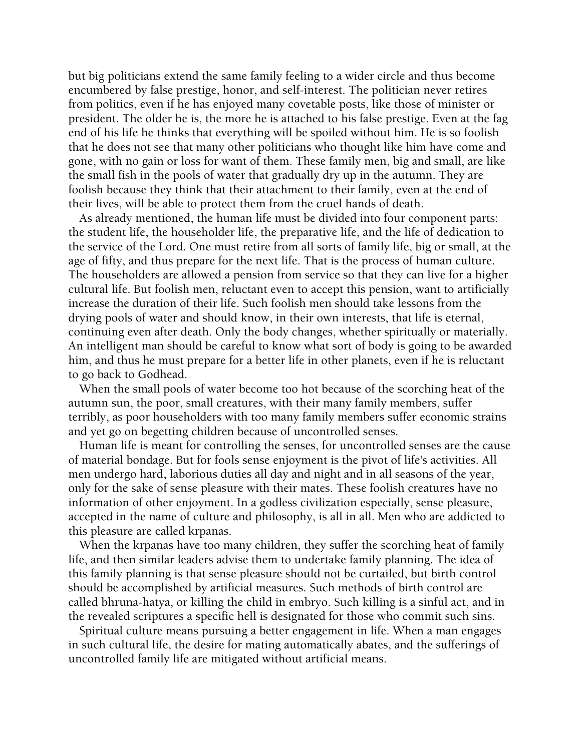but big politicians extend the same family feeling to a wider circle and thus become encumbered by false prestige, honor, and self-interest. The politician never retires from politics, even if he has enjoyed many covetable posts, like those of minister or president. The older he is, the more he is attached to his false prestige. Even at the fag end of his life he thinks that everything will be spoiled without him. He is so foolish that he does not see that many other politicians who thought like him have come and gone, with no gain or loss for want of them. These family men, big and small, are like the small fish in the pools of water that gradually dry up in the autumn. They are foolish because they think that their attachment to their family, even at the end of their lives, will be able to protect them from the cruel hands of death.

As already mentioned, the human life must be divided into four component parts: the student life, the householder life, the preparative life, and the life of dedication to the service of the Lord. One must retire from all sorts of family life, big or small, at the age of fifty, and thus prepare for the next life. That is the process of human culture. The householders are allowed a pension from service so that they can live for a higher cultural life. But foolish men, reluctant even to accept this pension, want to artificially increase the duration of their life. Such foolish men should take lessons from the drying pools of water and should know, in their own interests, that life is eternal, continuing even after death. Only the body changes, whether spiritually or materially. An intelligent man should be careful to know what sort of body is going to be awarded him, and thus he must prepare for a better life in other planets, even if he is reluctant to go back to Godhead.

When the small pools of water become too hot because of the scorching heat of the autumn sun, the poor, small creatures, with their many family members, suffer terribly, as poor householders with too many family members suffer economic strains and yet go on begetting children because of uncontrolled senses.

Human life is meant for controlling the senses, for uncontrolled senses are the cause of material bondage. But for fools sense enjoyment is the pivot of life's activities. All men undergo hard, laborious duties all day and night and in all seasons of the year, only for the sake of sense pleasure with their mates. These foolish creatures have no information of other enjoyment. In a godless civilization especially, sense pleasure, accepted in the name of culture and philosophy, is all in all. Men who are addicted to this pleasure are called krpanas.

When the krpanas have too many children, they suffer the scorching heat of family life, and then similar leaders advise them to undertake family planning. The idea of this family planning is that sense pleasure should not be curtailed, but birth control should be accomplished by artificial measures. Such methods of birth control are called bhruna-hatya, or killing the child in embryo. Such killing is a sinful act, and in the revealed scriptures a specific hell is designated for those who commit such sins.

Spiritual culture means pursuing a better engagement in life. When a man engages in such cultural life, the desire for mating automatically abates, and the sufferings of uncontrolled family life are mitigated without artificial means.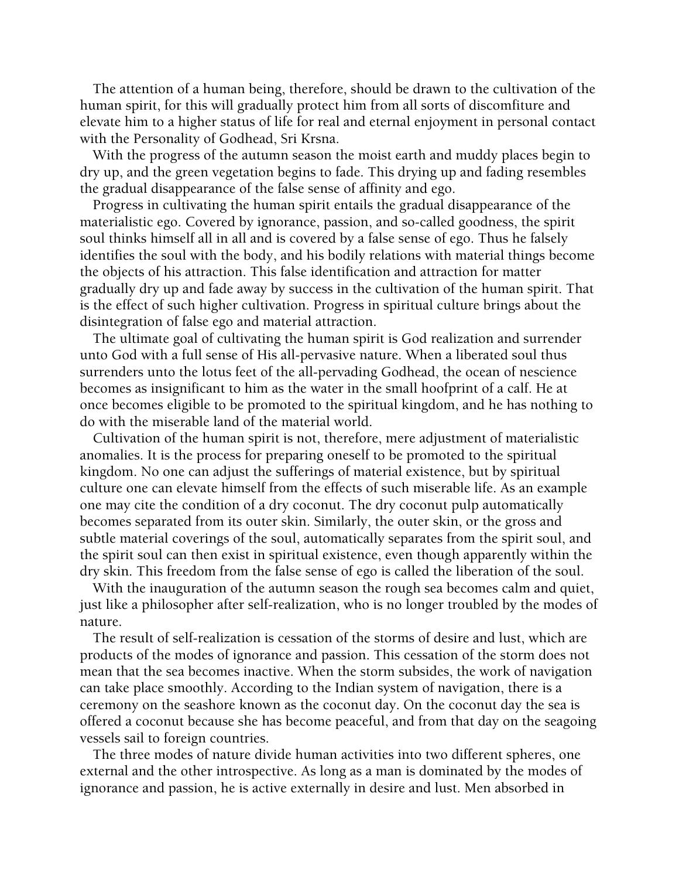The attention of a human being, therefore, should be drawn to the cultivation of the human spirit, for this will gradually protect him from all sorts of discomfiture and elevate him to a higher status of life for real and eternal enjoyment in personal contact with the Personality of Godhead, Sri Krsna.

With the progress of the autumn season the moist earth and muddy places begin to dry up, and the green vegetation begins to fade. This drying up and fading resembles the gradual disappearance of the false sense of affinity and ego.

Progress in cultivating the human spirit entails the gradual disappearance of the materialistic ego. Covered by ignorance, passion, and so-called goodness, the spirit soul thinks himself all in all and is covered by a false sense of ego. Thus he falsely identifies the soul with the body, and his bodily relations with material things become the objects of his attraction. This false identification and attraction for matter gradually dry up and fade away by success in the cultivation of the human spirit. That is the effect of such higher cultivation. Progress in spiritual culture brings about the disintegration of false ego and material attraction.

The ultimate goal of cultivating the human spirit is God realization and surrender unto God with a full sense of His all-pervasive nature. When a liberated soul thus surrenders unto the lotus feet of the all-pervading Godhead, the ocean of nescience becomes as insignificant to him as the water in the small hoofprint of a calf. He at once becomes eligible to be promoted to the spiritual kingdom, and he has nothing to do with the miserable land of the material world.

Cultivation of the human spirit is not, therefore, mere adjustment of materialistic anomalies. It is the process for preparing oneself to be promoted to the spiritual kingdom. No one can adjust the sufferings of material existence, but by spiritual culture one can elevate himself from the effects of such miserable life. As an example one may cite the condition of a dry coconut. The dry coconut pulp automatically becomes separated from its outer skin. Similarly, the outer skin, or the gross and subtle material coverings of the soul, automatically separates from the spirit soul, and the spirit soul can then exist in spiritual existence, even though apparently within the dry skin. This freedom from the false sense of ego is called the liberation of the soul.

With the inauguration of the autumn season the rough sea becomes calm and quiet, just like a philosopher after self-realization, who is no longer troubled by the modes of nature.

The result of self-realization is cessation of the storms of desire and lust, which are products of the modes of ignorance and passion. This cessation of the storm does not mean that the sea becomes inactive. When the storm subsides, the work of navigation can take place smoothly. According to the Indian system of navigation, there is a ceremony on the seashore known as the coconut day. On the coconut day the sea is offered a coconut because she has become peaceful, and from that day on the seagoing vessels sail to foreign countries.

The three modes of nature divide human activities into two different spheres, one external and the other introspective. As long as a man is dominated by the modes of ignorance and passion, he is active externally in desire and lust. Men absorbed in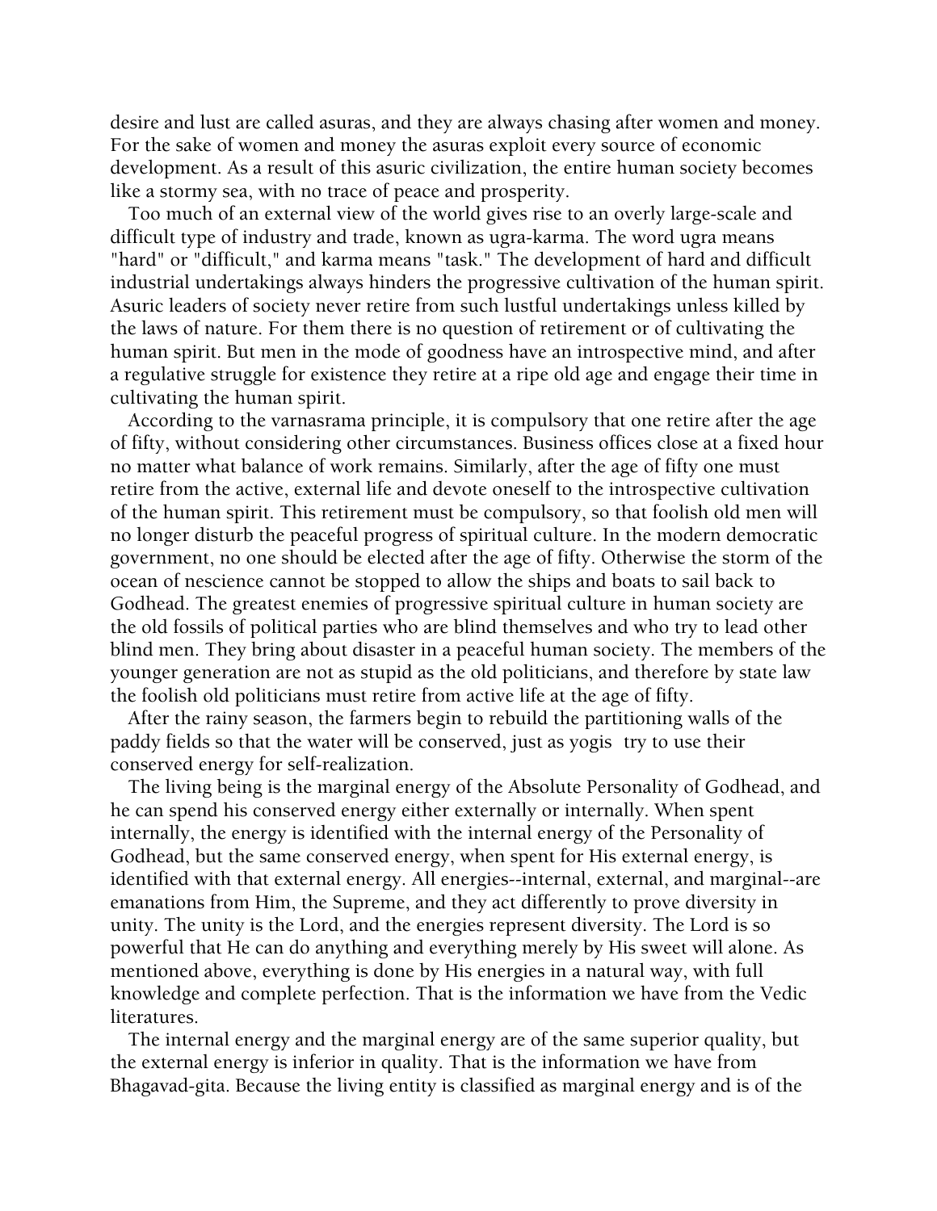desire and lust are called asuras, and they are always chasing after women and money. For the sake of women and money the asuras exploit every source of economic development. As a result of this asuric civilization, the entire human society becomes like a stormy sea, with no trace of peace and prosperity.

Too much of an external view of the world gives rise to an overly large-scale and difficult type of industry and trade, known as ugra-karma. The word ugra means "hard" or "difficult," and karma means "task." The development of hard and difficult industrial undertakings always hinders the progressive cultivation of the human spirit. Asuric leaders of society never retire from such lustful undertakings unless killed by the laws of nature. For them there is no question of retirement or of cultivating the human spirit. But men in the mode of goodness have an introspective mind, and after a regulative struggle for existence they retire at a ripe old age and engage their time in cultivating the human spirit.

According to the varnasrama principle, it is compulsory that one retire after the age of fifty, without considering other circumstances. Business offices close at a fixed hour no matter what balance of work remains. Similarly, after the age of fifty one must retire from the active, external life and devote oneself to the introspective cultivation of the human spirit. This retirement must be compulsory, so that foolish old men will no longer disturb the peaceful progress of spiritual culture. In the modern democratic government, no one should be elected after the age of fifty. Otherwise the storm of the ocean of nescience cannot be stopped to allow the ships and boats to sail back to Godhead. The greatest enemies of progressive spiritual culture in human society are the old fossils of political parties who are blind themselves and who try to lead other blind men. They bring about disaster in a peaceful human society. The members of the younger generation are not as stupid as the old politicians, and therefore by state law the foolish old politicians must retire from active life at the age of fifty.

After the rainy season, the farmers begin to rebuild the partitioning walls of the paddy fields so that the water will be conserved, just as yogis try to use their conserved energy for self-realization.

The living being is the marginal energy of the Absolute Personality of Godhead, and he can spend his conserved energy either externally or internally. When spent internally, the energy is identified with the internal energy of the Personality of Godhead, but the same conserved energy, when spent for His external energy, is identified with that external energy. All energies--internal, external, and marginal--are emanations from Him, the Supreme, and they act differently to prove diversity in unity. The unity is the Lord, and the energies represent diversity. The Lord is so powerful that He can do anything and everything merely by His sweet will alone. As mentioned above, everything is done by His energies in a natural way, with full knowledge and complete perfection. That is the information we have from the Vedic literatures.

The internal energy and the marginal energy are of the same superior quality, but the external energy is inferior in quality. That is the information we have from Bhagavad-gita. Because the living entity is classified as marginal energy and is of the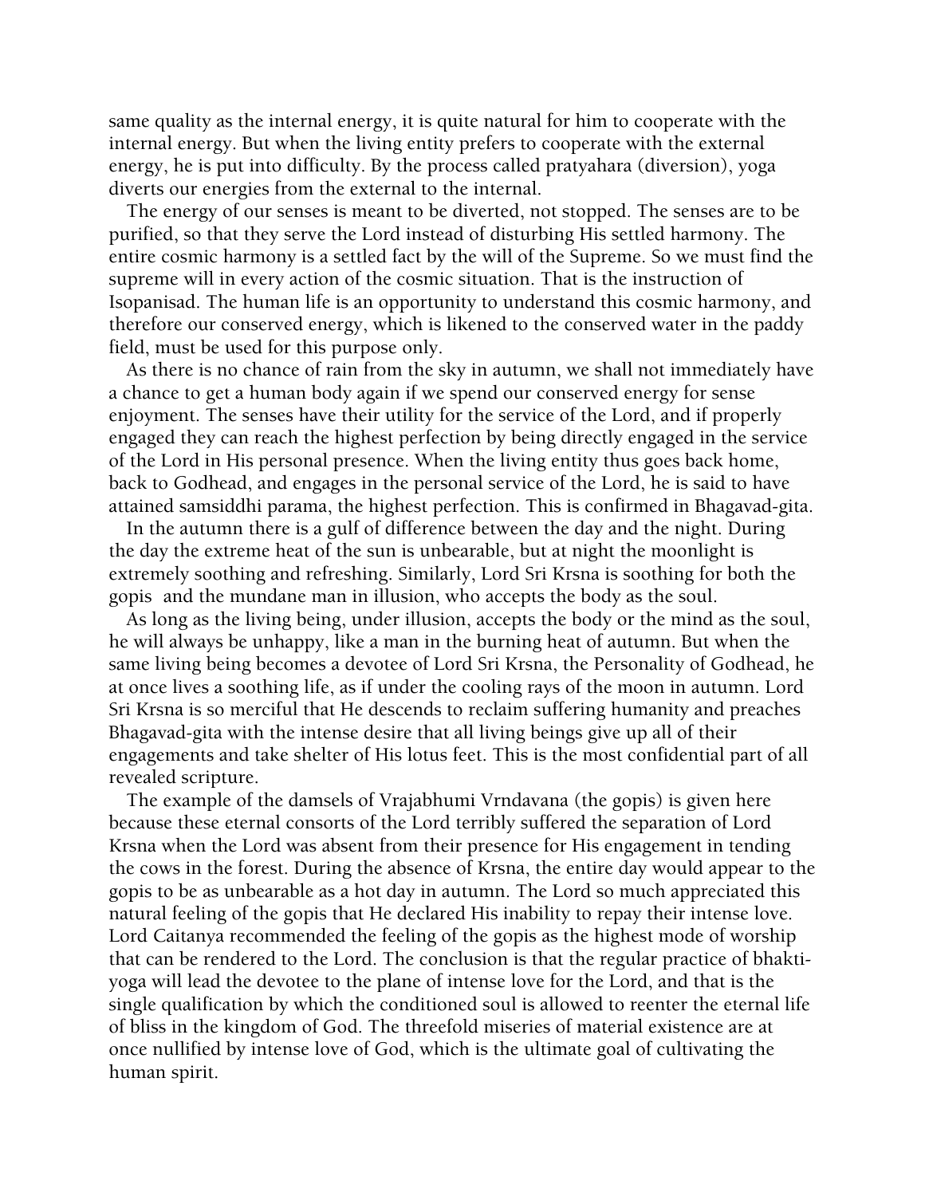same quality as the internal energy, it is quite natural for him to cooperate with the internal energy. But when the living entity prefers to cooperate with the external energy, he is put into difficulty. By the process called pratyahara (diversion), yoga diverts our energies from the external to the internal.

The energy of our senses is meant to be diverted, not stopped. The senses are to be purified, so that they serve the Lord instead of disturbing His settled harmony. The entire cosmic harmony is a settled fact by the will of the Supreme. So we must find the supreme will in every action of the cosmic situation. That is the instruction of Isopanisad. The human life is an opportunity to understand this cosmic harmony, and therefore our conserved energy, which is likened to the conserved water in the paddy field, must be used for this purpose only.

As there is no chance of rain from the sky in autumn, we shall not immediately have a chance to get a human body again if we spend our conserved energy for sense enjoyment. The senses have their utility for the service of the Lord, and if properly engaged they can reach the highest perfection by being directly engaged in the service of the Lord in His personal presence. When the living entity thus goes back home, back to Godhead, and engages in the personal service of the Lord, he is said to have attained samsiddhi parama, the highest perfection. This is confirmed in Bhagavad-gita.

In the autumn there is a gulf of difference between the day and the night. During the day the extreme heat of the sun is unbearable, but at night the moonlight is extremely soothing and refreshing. Similarly, Lord Sri Krsna is soothing for both the gopis and the mundane man in illusion, who accepts the body as the soul.

As long as the living being, under illusion, accepts the body or the mind as the soul, he will always be unhappy, like a man in the burning heat of autumn. But when the same living being becomes a devotee of Lord Sri Krsna, the Personality of Godhead, he at once lives a soothing life, as if under the cooling rays of the moon in autumn. Lord Sri Krsna is so merciful that He descends to reclaim suffering humanity and preaches Bhagavad-gita with the intense desire that all living beings give up all of their engagements and take shelter of His lotus feet. This is the most confidential part of all revealed scripture.

The example of the damsels of Vrajabhumi Vrndavana (the gopis) is given here because these eternal consorts of the Lord terribly suffered the separation of Lord Krsna when the Lord was absent from their presence for His engagement in tending the cows in the forest. During the absence of Krsna, the entire day would appear to the gopis to be as unbearable as a hot day in autumn. The Lord so much appreciated this natural feeling of the gopis that He declared His inability to repay their intense love. Lord Caitanya recommended the feeling of the gopis as the highest mode of worship that can be rendered to the Lord. The conclusion is that the regular practice of bhakti-yoga will lead the devotee to the plane of intense love for the Lord, and that is the single qualification by which the conditioned soul is allowed to reenter the eternal life of bliss in the kingdom of God. The threefold miseries of material existence are at once nullified by intense love of God, which is the ultimate goal of cultivating the human spirit.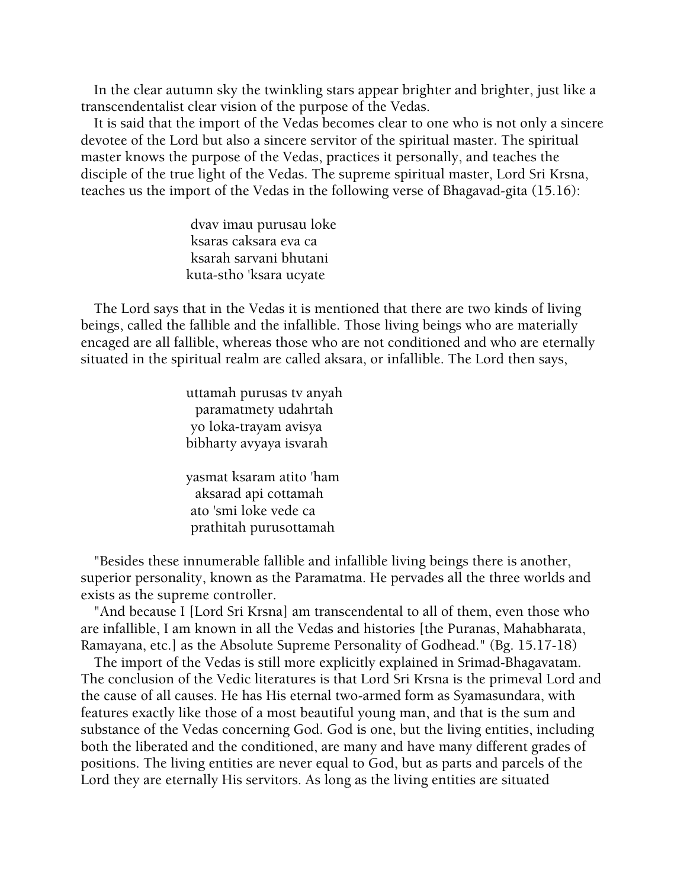In the clear autumn sky the twinkling stars appear brighter and brighter, just like a transcendentalist clear vision of the purpose of the Vedas.

It is said that the import of the Vedas becomes clear to one who is not only a sincere devotee of the Lord but also a sincere servitor of the spiritual master. The spiritual master knows the purpose of the Vedas, practices it personally, and teaches the disciple of the true light of the Vedas. The supreme spiritual master, Lord Sri Krsna, teaches us the import of the Vedas in the following verse of Bhagavad-gita (15.16):

> dvav imau purusau loke
> ksaras caksara eva ca
> ksarah sarvani bhutani
> kuta-stho 'ksara ucyate

The Lord says that in the Vedas it is mentioned that there are two kinds of living beings, called the fallible and the infallible. Those living beings who are materially encaged are all fallible, whereas those who are not conditioned and who are eternally situated in the spiritual realm are called aksara, or infallible. The Lord then says,

> uttamah purusas tv anyah
> paramatmety udahrtah
> yo loka-trayam avisya
> bibharty avyaya isvarah
>
> yasmat ksaram atito 'ham
> aksarad api cottamah
> ato 'smi loke vede ca
> prathitah purusottamah

"Besides these innumerable fallible and infallible living beings there is another, superior personality, known as the Paramatma. He pervades all the three worlds and exists as the supreme controller.

"And because I [Lord Sri Krsna] am transcendental to all of them, even those who are infallible, I am known in all the Vedas and histories [the Puranas, Mahabharata, Ramayana, etc.] as the Absolute Supreme Personality of Godhead." (Bg. 15.17-18)

The import of the Vedas is still more explicitly explained in Srimad-Bhagavatam. The conclusion of the Vedic literatures is that Lord Sri Krsna is the primeval Lord and the cause of all causes. He has His eternal two-armed form as Syamasundara, with features exactly like those of a most beautiful young man, and that is the sum and substance of the Vedas concerning God. God is one, but the living entities, including both the liberated and the conditioned, are many and have many different grades of positions. The living entities are never equal to God, but as parts and parcels of the Lord they are eternally His servitors. As long as the living entities are situated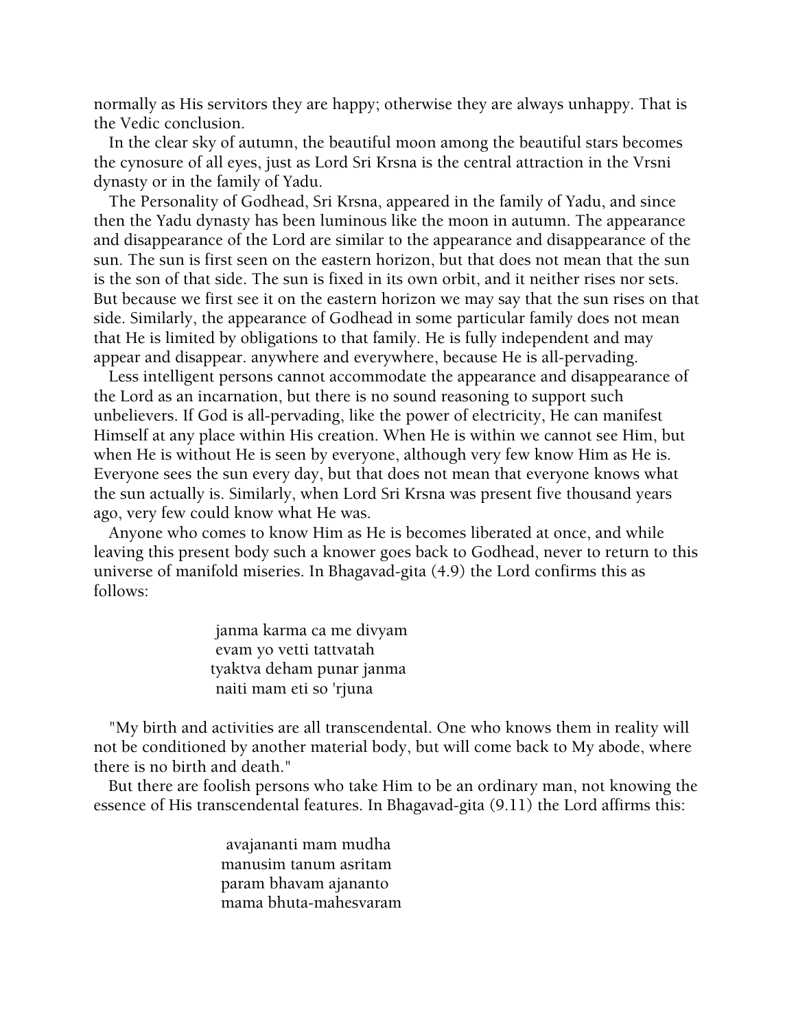normally as His servitors they are happy; otherwise they are always unhappy. That is the Vedic conclusion.

In the clear sky of autumn, the beautiful moon among the beautiful stars becomes the cynosure of all eyes, just as Lord Sri Krsna is the central attraction in the Vrsni dynasty or in the family of Yadu.

The Personality of Godhead, Sri Krsna, appeared in the family of Yadu, and since then the Yadu dynasty has been luminous like the moon in autumn. The appearance and disappearance of the Lord are similar to the appearance and disappearance of the sun. The sun is first seen on the eastern horizon, but that does not mean that the sun is the son of that side. The sun is fixed in its own orbit, and it neither rises nor sets. But because we first see it on the eastern horizon we may say that the sun rises on that side. Similarly, the appearance of Godhead in some particular family does not mean that He is limited by obligations to that family. He is fully independent and may appear and disappear. anywhere and everywhere, because He is all-pervading.

Less intelligent persons cannot accommodate the appearance and disappearance of the Lord as an incarnation, but there is no sound reasoning to support such unbelievers. If God is all-pervading, like the power of electricity, He can manifest Himself at any place within His creation. When He is within we cannot see Him, but when He is without He is seen by everyone, although very few know Him as He is. Everyone sees the sun every day, but that does not mean that everyone knows what the sun actually is. Similarly, when Lord Sri Krsna was present five thousand years ago, very few could know what He was.

Anyone who comes to know Him as He is becomes liberated at once, and while leaving this present body such a knower goes back to Godhead, never to return to this universe of manifold miseries. In Bhagavad-gita (4.9) the Lord confirms this as follows:

> janma karma ca me divyam
> evam yo vetti tattvatah
> tyaktva deham punar janma
> naiti mam eti so 'rjuna

"My birth and activities are all transcendental. One who knows them in reality will not be conditioned by another material body, but will come back to My abode, where there is no birth and death."

But there are foolish persons who take Him to be an ordinary man, not knowing the essence of His transcendental features. In Bhagavad-gita (9.11) the Lord affirms this:

> avajananti mam mudha
> manusim tanum asritam
> param bhavam ajananto
> mama bhuta-mahesvaram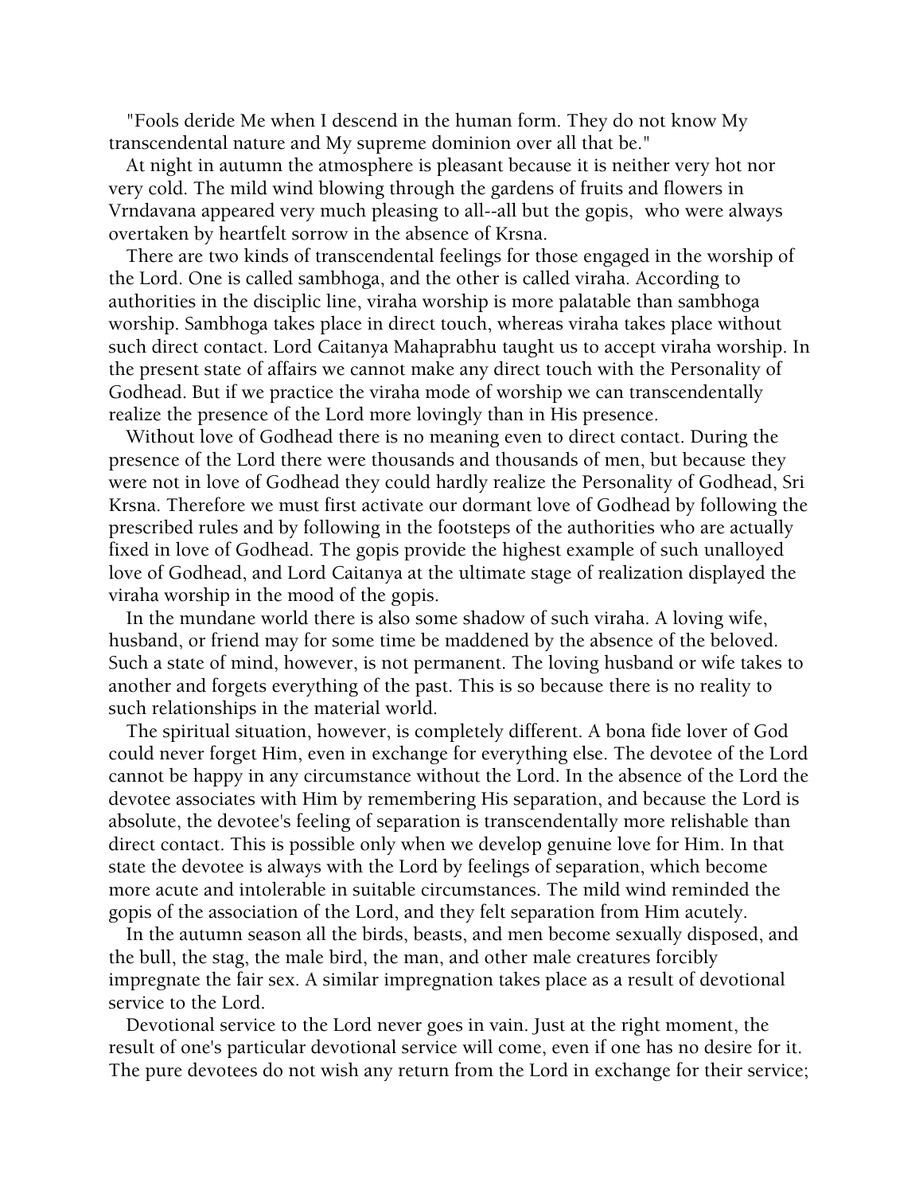"Fools deride Me when I descend in the human form. They do not know My transcendental nature and My supreme dominion over all that be."

At night in autumn the atmosphere is pleasant because it is neither very hot nor very cold. The mild wind blowing through the gardens of fruits and flowers in Vrndavana appeared very much pleasing to all--all but the gopis, who were always overtaken by heartfelt sorrow in the absence of Krsna.

There are two kinds of transcendental feelings for those engaged in the worship of the Lord. One is called sambhoga, and the other is called viraha. According to authorities in the disciplic line, viraha worship is more palatable than sambhoga worship. Sambhoga takes place in direct touch, whereas viraha takes place without such direct contact. Lord Caitanya Mahaprabhu taught us to accept viraha worship. In the present state of affairs we cannot make any direct touch with the Personality of Godhead. But if we practice the viraha mode of worship we can transcendentally realize the presence of the Lord more lovingly than in His presence.

Without love of Godhead there is no meaning even to direct contact. During the presence of the Lord there were thousands and thousands of men, but because they were not in love of Godhead they could hardly realize the Personality of Godhead, Sri Krsna. Therefore we must first activate our dormant love of Godhead by following the prescribed rules and by following in the footsteps of the authorities who are actually fixed in love of Godhead. The gopis provide the highest example of such unalloyed love of Godhead, and Lord Caitanya at the ultimate stage of realization displayed the viraha worship in the mood of the gopis.

In the mundane world there is also some shadow of such viraha. A loving wife, husband, or friend may for some time be maddened by the absence of the beloved. Such a state of mind, however, is not permanent. The loving husband or wife takes to another and forgets everything of the past. This is so because there is no reality to such relationships in the material world.

The spiritual situation, however, is completely different. A bona fide lover of God could never forget Him, even in exchange for everything else. The devotee of the Lord cannot be happy in any circumstance without the Lord. In the absence of the Lord the devotee associates with Him by remembering His separation, and because the Lord is absolute, the devotee's feeling of separation is transcendentally more relishable than direct contact. This is possible only when we develop genuine love for Him. In that state the devotee is always with the Lord by feelings of separation, which become more acute and intolerable in suitable circumstances. The mild wind reminded the gopis of the association of the Lord, and they felt separation from Him acutely.

In the autumn season all the birds, beasts, and men become sexually disposed, and the bull, the stag, the male bird, the man, and other male creatures forcibly impregnate the fair sex. A similar impregnation takes place as a result of devotional service to the Lord.

Devotional service to the Lord never goes in vain. Just at the right moment, the result of one's particular devotional service will come, even if one has no desire for it. The pure devotees do not wish any return from the Lord in exchange for their service;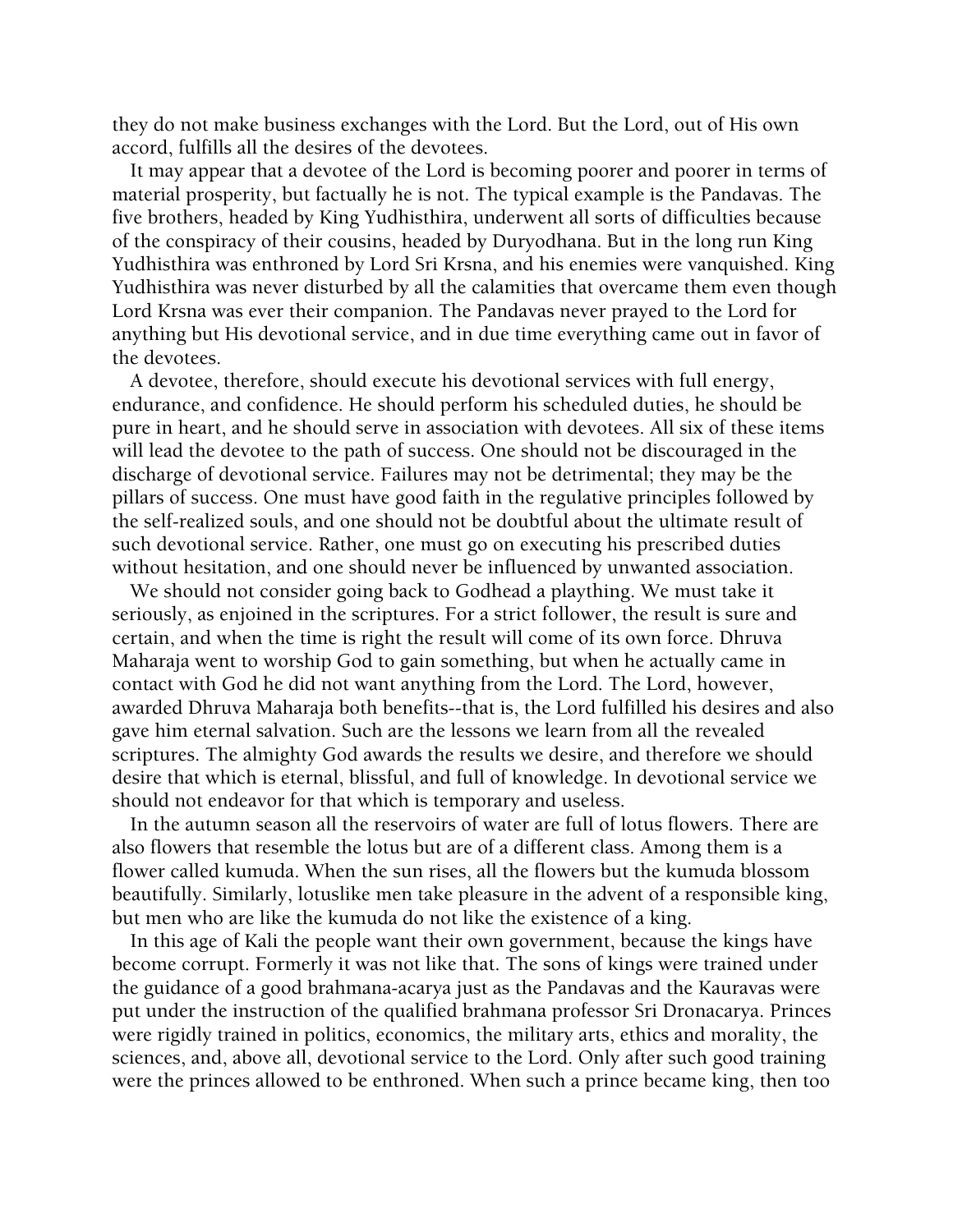they do not make business exchanges with the Lord. But the Lord, out of His own accord, fulfills all the desires of the devotees.

It may appear that a devotee of the Lord is becoming poorer and poorer in terms of material prosperity, but factually he is not. The typical example is the Pandavas. The five brothers, headed by King Yudhisthira, underwent all sorts of difficulties because of the conspiracy of their cousins, headed by Duryodhana. But in the long run King Yudhisthira was enthroned by Lord Sri Krsna, and his enemies were vanquished. King Yudhisthira was never disturbed by all the calamities that overcame them even though Lord Krsna was ever their companion. The Pandavas never prayed to the Lord for anything but His devotional service, and in due time everything came out in favor of the devotees.

A devotee, therefore, should execute his devotional services with full energy, endurance, and confidence. He should perform his scheduled duties, he should be pure in heart, and he should serve in association with devotees. All six of these items will lead the devotee to the path of success. One should not be discouraged in the discharge of devotional service. Failures may not be detrimental; they may be the pillars of success. One must have good faith in the regulative principles followed by the self-realized souls, and one should not be doubtful about the ultimate result of such devotional service. Rather, one must go on executing his prescribed duties without hesitation, and one should never be influenced by unwanted association.

We should not consider going back to Godhead a plaything. We must take it seriously, as enjoined in the scriptures. For a strict follower, the result is sure and certain, and when the time is right the result will come of its own force. Dhruva Maharaja went to worship God to gain something, but when he actually came in contact with God he did not want anything from the Lord. The Lord, however, awarded Dhruva Maharaja both benefits--that is, the Lord fulfilled his desires and also gave him eternal salvation. Such are the lessons we learn from all the revealed scriptures. The almighty God awards the results we desire, and therefore we should desire that which is eternal, blissful, and full of knowledge. In devotional service we should not endeavor for that which is temporary and useless.

In the autumn season all the reservoirs of water are full of lotus flowers. There are also flowers that resemble the lotus but are of a different class. Among them is a flower called kumuda. When the sun rises, all the flowers but the kumuda blossom beautifully. Similarly, lotuslike men take pleasure in the advent of a responsible king, but men who are like the kumuda do not like the existence of a king.

In this age of Kali the people want their own government, because the kings have become corrupt. Formerly it was not like that. The sons of kings were trained under the guidance of a good brahmana-acarya just as the Pandavas and the Kauravas were put under the instruction of the qualified brahmana professor Sri Dronacarya. Princes were rigidly trained in politics, economics, the military arts, ethics and morality, the sciences, and, above all, devotional service to the Lord. Only after such good training were the princes allowed to be enthroned. When such a prince became king, then too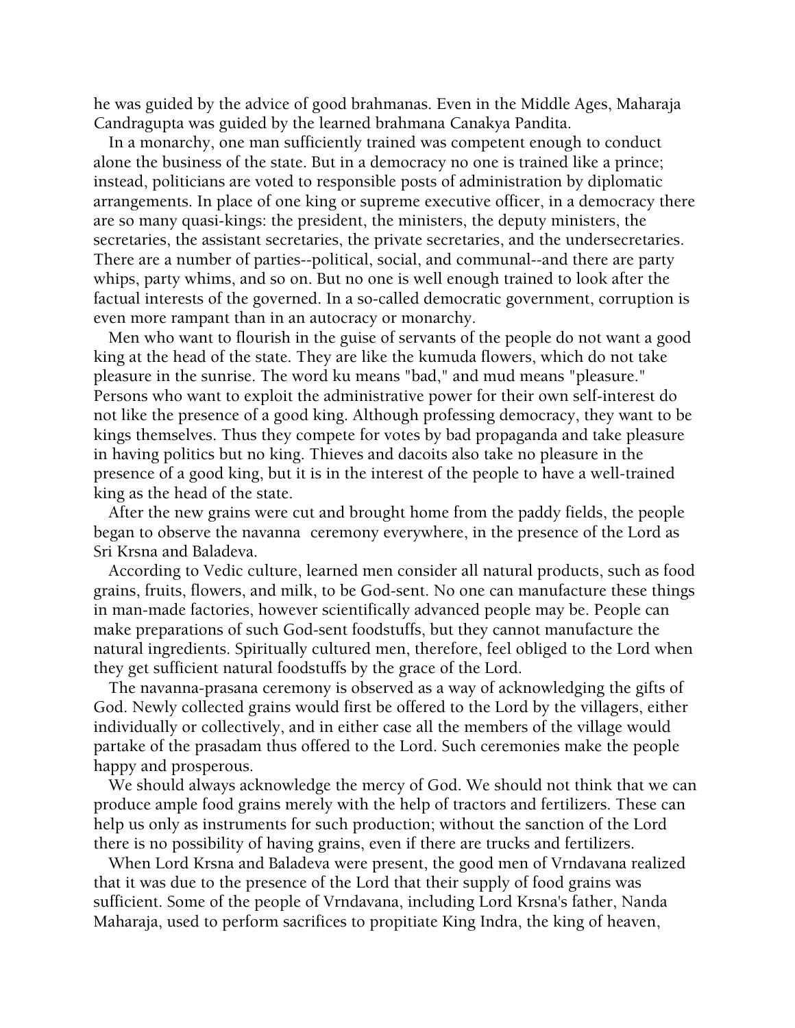he was guided by the advice of good brahmanas. Even in the Middle Ages, Maharaja Candragupta was guided by the learned brahmana Canakya Pandita.

In a monarchy, one man sufficiently trained was competent enough to conduct alone the business of the state. But in a democracy no one is trained like a prince; instead, politicians are voted to responsible posts of administration by diplomatic arrangements. In place of one king or supreme executive officer, in a democracy there are so many quasi-kings: the president, the ministers, the deputy ministers, the secretaries, the assistant secretaries, the private secretaries, and the undersecretaries. There are a number of parties--political, social, and communal--and there are party whips, party whims, and so on. But no one is well enough trained to look after the factual interests of the governed. In a so-called democratic government, corruption is even more rampant than in an autocracy or monarchy.

Men who want to flourish in the guise of servants of the people do not want a good king at the head of the state. They are like the kumuda flowers, which do not take pleasure in the sunrise. The word ku means "bad," and mud means "pleasure." Persons who want to exploit the administrative power for their own self-interest do not like the presence of a good king. Although professing democracy, they want to be kings themselves. Thus they compete for votes by bad propaganda and take pleasure in having politics but no king. Thieves and dacoits also take no pleasure in the presence of a good king, but it is in the interest of the people to have a well-trained king as the head of the state.

After the new grains were cut and brought home from the paddy fields, the people began to observe the navanna ceremony everywhere, in the presence of the Lord as Sri Krsna and Baladeva.

According to Vedic culture, learned men consider all natural products, such as food grains, fruits, flowers, and milk, to be God-sent. No one can manufacture these things in man-made factories, however scientifically advanced people may be. People can make preparations of such God-sent foodstuffs, but they cannot manufacture the natural ingredients. Spiritually cultured men, therefore, feel obliged to the Lord when they get sufficient natural foodstuffs by the grace of the Lord.

The navanna-prasana ceremony is observed as a way of acknowledging the gifts of God. Newly collected grains would first be offered to the Lord by the villagers, either individually or collectively, and in either case all the members of the village would partake of the prasadam thus offered to the Lord. Such ceremonies make the people happy and prosperous.

We should always acknowledge the mercy of God. We should not think that we can produce ample food grains merely with the help of tractors and fertilizers. These can help us only as instruments for such production; without the sanction of the Lord there is no possibility of having grains, even if there are trucks and fertilizers.

When Lord Krsna and Baladeva were present, the good men of Vrndavana realized that it was due to the presence of the Lord that their supply of food grains was sufficient. Some of the people of Vrndavana, including Lord Krsna's father, Nanda Maharaja, used to perform sacrifices to propitiate King Indra, the king of heaven,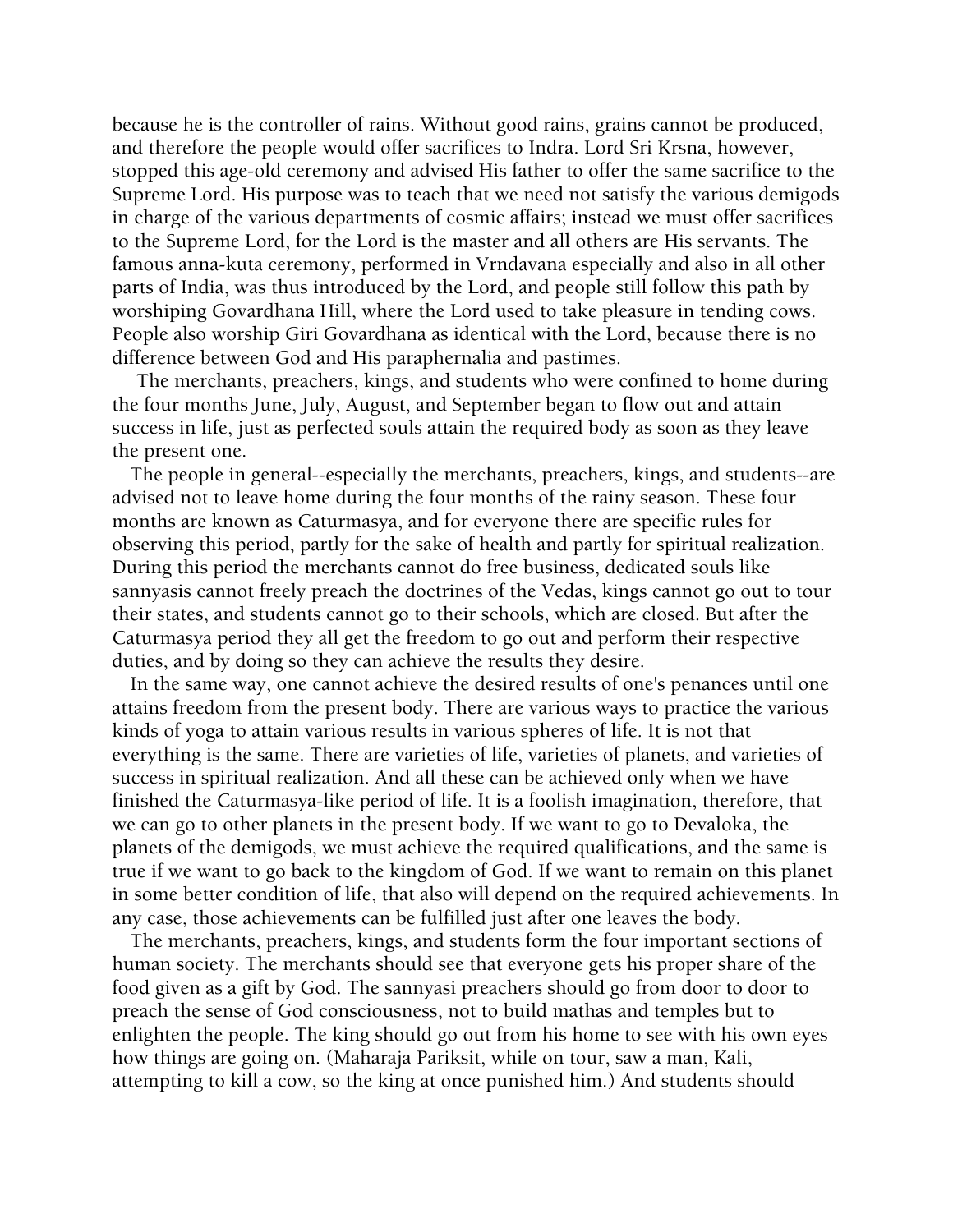because he is the controller of rains. Without good rains, grains cannot be produced, and therefore the people would offer sacrifices to Indra. Lord Sri Krsna, however, stopped this age-old ceremony and advised His father to offer the same sacrifice to the Supreme Lord. His purpose was to teach that we need not satisfy the various demigods in charge of the various departments of cosmic affairs; instead we must offer sacrifices to the Supreme Lord, for the Lord is the master and all others are His servants. The famous anna-kuta ceremony, performed in Vrndavana especially and also in all other parts of India, was thus introduced by the Lord, and people still follow this path by worshiping Govardhana Hill, where the Lord used to take pleasure in tending cows. People also worship Giri Govardhana as identical with the Lord, because there is no difference between God and His paraphernalia and pastimes.

The merchants, preachers, kings, and students who were confined to home during the four months June, July, August, and September began to flow out and attain success in life, just as perfected souls attain the required body as soon as they leave the present one.

The people in general--especially the merchants, preachers, kings, and students--are advised not to leave home during the four months of the rainy season. These four months are known as Caturmasya, and for everyone there are specific rules for observing this period, partly for the sake of health and partly for spiritual realization. During this period the merchants cannot do free business, dedicated souls like sannyasis cannot freely preach the doctrines of the Vedas, kings cannot go out to tour their states, and students cannot go to their schools, which are closed. But after the Caturmasya period they all get the freedom to go out and perform their respective duties, and by doing so they can achieve the results they desire.

In the same way, one cannot achieve the desired results of one's penances until one attains freedom from the present body. There are various ways to practice the various kinds of yoga to attain various results in various spheres of life. It is not that everything is the same. There are varieties of life, varieties of planets, and varieties of success in spiritual realization. And all these can be achieved only when we have finished the Caturmasya-like period of life. It is a foolish imagination, therefore, that we can go to other planets in the present body. If we want to go to Devaloka, the planets of the demigods, we must achieve the required qualifications, and the same is true if we want to go back to the kingdom of God. If we want to remain on this planet in some better condition of life, that also will depend on the required achievements. In any case, those achievements can be fulfilled just after one leaves the body.

The merchants, preachers, kings, and students form the four important sections of human society. The merchants should see that everyone gets his proper share of the food given as a gift by God. The sannyasi preachers should go from door to door to preach the sense of God consciousness, not to build mathas and temples but to enlighten the people. The king should go out from his home to see with his own eyes how things are going on. (Maharaja Pariksit, while on tour, saw a man, Kali, attempting to kill a cow, so the king at once punished him.) And students should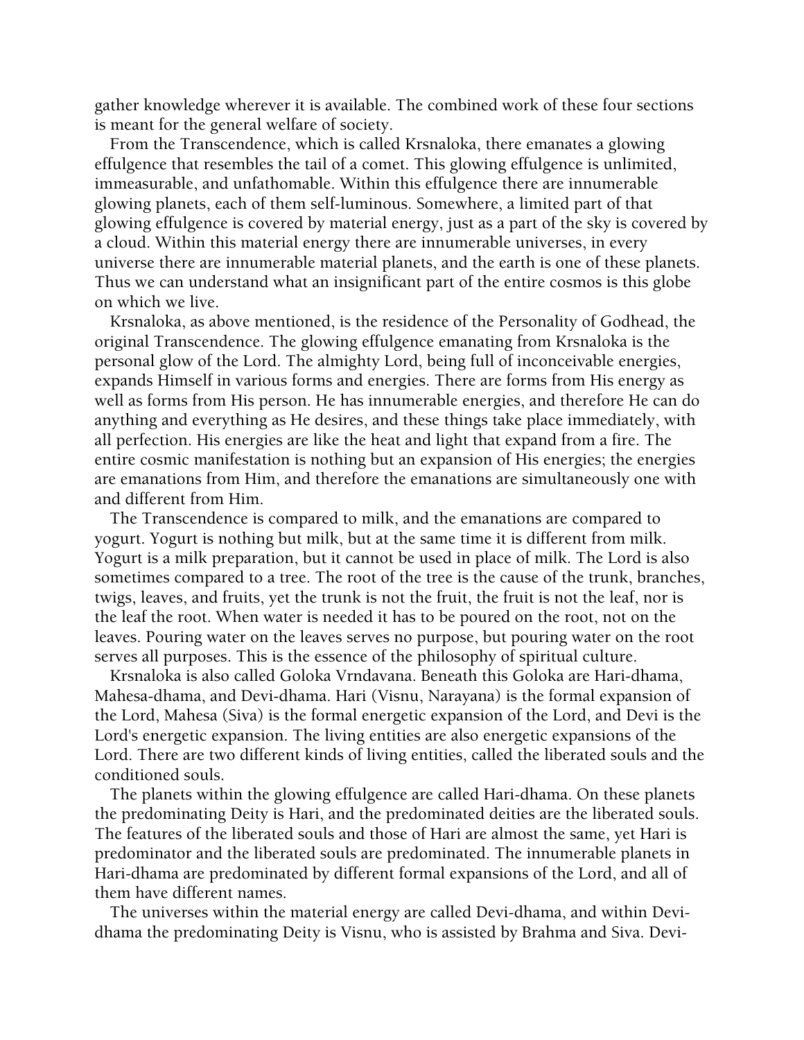gather knowledge wherever it is available. The combined work of these four sections is meant for the general welfare of society.

From the Transcendence, which is called Krsnaloka, there emanates a glowing effulgence that resembles the tail of a comet. This glowing effulgence is unlimited, immeasurable, and unfathomable. Within this effulgence there are innumerable glowing planets, each of them self-luminous. Somewhere, a limited part of that glowing effulgence is covered by material energy, just as a part of the sky is covered by a cloud. Within this material energy there are innumerable universes, in every universe there are innumerable material planets, and the earth is one of these planets. Thus we can understand what an insignificant part of the entire cosmos is this globe on which we live.

Krsnaloka, as above mentioned, is the residence of the Personality of Godhead, the original Transcendence. The glowing effulgence emanating from Krsnaloka is the personal glow of the Lord. The almighty Lord, being full of inconceivable energies, expands Himself in various forms and energies. There are forms from His energy as well as forms from His person. He has innumerable energies, and therefore He can do anything and everything as He desires, and these things take place immediately, with all perfection. His energies are like the heat and light that expand from a fire. The entire cosmic manifestation is nothing but an expansion of His energies; the energies are emanations from Him, and therefore the emanations are simultaneously one with and different from Him.

The Transcendence is compared to milk, and the emanations are compared to yogurt. Yogurt is nothing but milk, but at the same time it is different from milk. Yogurt is a milk preparation, but it cannot be used in place of milk. The Lord is also sometimes compared to a tree. The root of the tree is the cause of the trunk, branches, twigs, leaves, and fruits, yet the trunk is not the fruit, the fruit is not the leaf, nor is the leaf the root. When water is needed it has to be poured on the root, not on the leaves. Pouring water on the leaves serves no purpose, but pouring water on the root serves all purposes. This is the essence of the philosophy of spiritual culture.

Krsnaloka is also called Goloka Vrndavana. Beneath this Goloka are Hari-dhama, Mahesa-dhama, and Devi-dhama. Hari (Visnu, Narayana) is the formal expansion of the Lord, Mahesa (Siva) is the formal energetic expansion of the Lord, and Devi is the Lord's energetic expansion. The living entities are also energetic expansions of the Lord. There are two different kinds of living entities, called the liberated souls and the conditioned souls.

The planets within the glowing effulgence are called Hari-dhama. On these planets the predominating Deity is Hari, and the predominated deities are the liberated souls. The features of the liberated souls and those of Hari are almost the same, yet Hari is predominator and the liberated souls are predominated. The innumerable planets in Hari-dhama are predominated by different formal expansions of the Lord, and all of them have different names.

The universes within the material energy are called Devi-dhama, and within Devi-dhama the predominating Deity is Visnu, who is assisted by Brahma and Siva. Devi-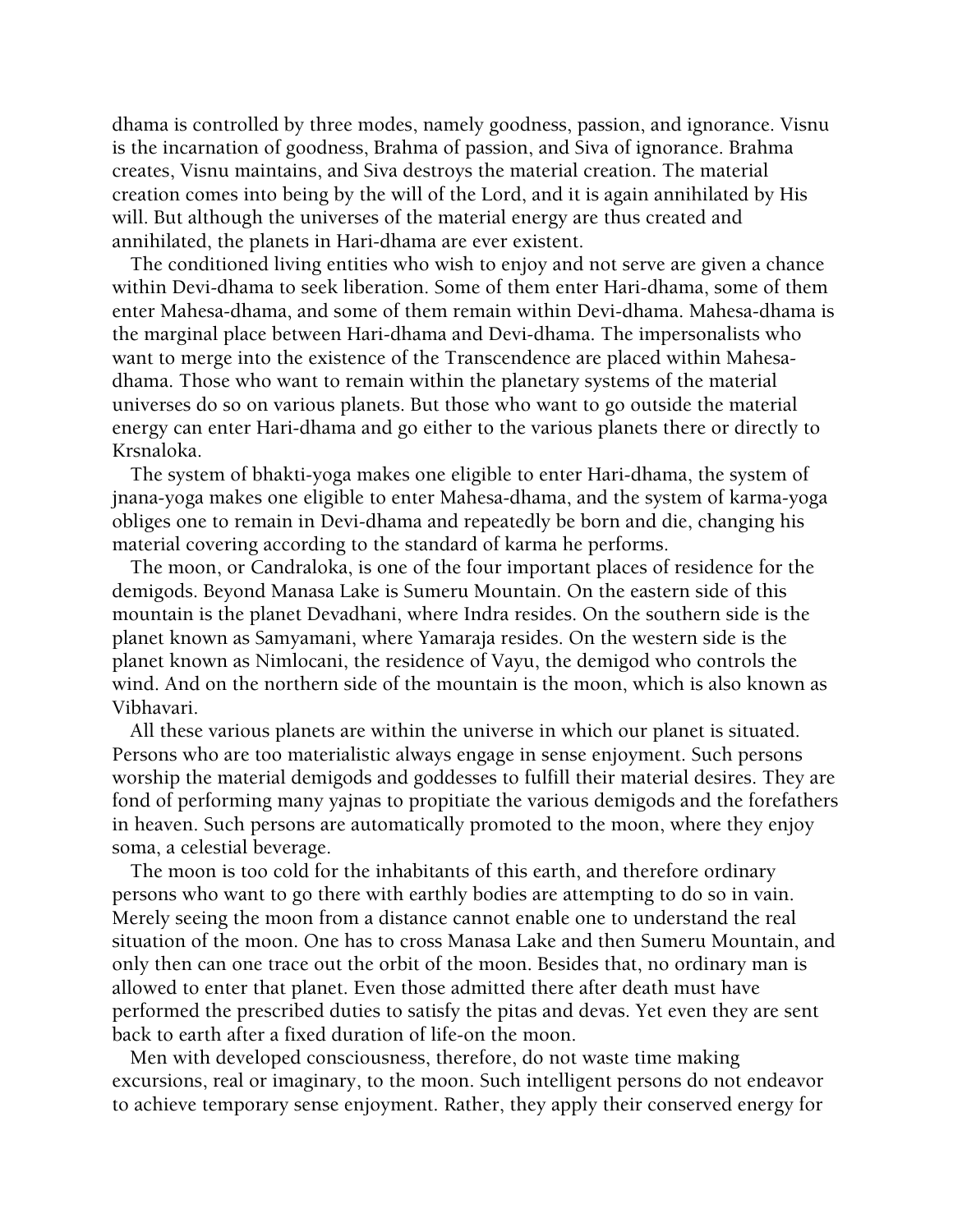dhama is controlled by three modes, namely goodness, passion, and ignorance. Visnu is the incarnation of goodness, Brahma of passion, and Siva of ignorance. Brahma creates, Visnu maintains, and Siva destroys the material creation. The material creation comes into being by the will of the Lord, and it is again annihilated by His will. But although the universes of the material energy are thus created and annihilated, the planets in Hari-dhama are ever existent.

The conditioned living entities who wish to enjoy and not serve are given a chance within Devi-dhama to seek liberation. Some of them enter Hari-dhama, some of them enter Mahesa-dhama, and some of them remain within Devi-dhama. Mahesa-dhama is the marginal place between Hari-dhama and Devi-dhama. The impersonalists who want to merge into the existence of the Transcendence are placed within Mahesa-dhama. Those who want to remain within the planetary systems of the material universes do so on various planets. But those who want to go outside the material energy can enter Hari-dhama and go either to the various planets there or directly to Krsnaloka.

The system of bhakti-yoga makes one eligible to enter Hari-dhama, the system of jnana-yoga makes one eligible to enter Mahesa-dhama, and the system of karma-yoga obliges one to remain in Devi-dhama and repeatedly be born and die, changing his material covering according to the standard of karma he performs.

The moon, or Candraloka, is one of the four important places of residence for the demigods. Beyond Manasa Lake is Sumeru Mountain. On the eastern side of this mountain is the planet Devadhani, where Indra resides. On the southern side is the planet known as Samyamani, where Yamaraja resides. On the western side is the planet known as Nimlocani, the residence of Vayu, the demigod who controls the wind. And on the northern side of the mountain is the moon, which is also known as Vibhavari.

All these various planets are within the universe in which our planet is situated. Persons who are too materialistic always engage in sense enjoyment. Such persons worship the material demigods and goddesses to fulfill their material desires. They are fond of performing many yajnas to propitiate the various demigods and the forefathers in heaven. Such persons are automatically promoted to the moon, where they enjoy soma, a celestial beverage.

The moon is too cold for the inhabitants of this earth, and therefore ordinary persons who want to go there with earthly bodies are attempting to do so in vain. Merely seeing the moon from a distance cannot enable one to understand the real situation of the moon. One has to cross Manasa Lake and then Sumeru Mountain, and only then can one trace out the orbit of the moon. Besides that, no ordinary man is allowed to enter that planet. Even those admitted there after death must have performed the prescribed duties to satisfy the pitas and devas. Yet even they are sent back to earth after a fixed duration of life-on the moon.

Men with developed consciousness, therefore, do not waste time making excursions, real or imaginary, to the moon. Such intelligent persons do not endeavor to achieve temporary sense enjoyment. Rather, they apply their conserved energy for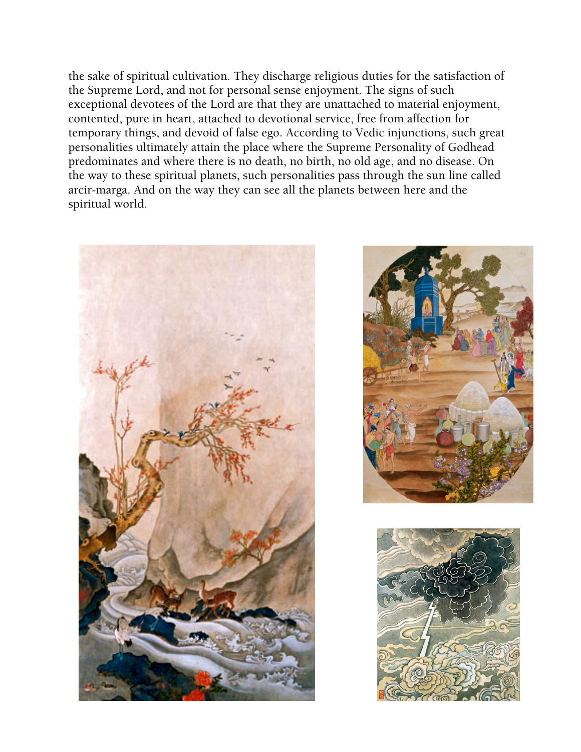the sake of spiritual cultivation. They discharge religious duties for the satisfaction of the Supreme Lord, and not for personal sense enjoyment. The signs of such exceptional devotees of the Lord are that they are unattached to material enjoyment, contented, pure in heart, attached to devotional service, free from affection for temporary things, and devoid of false ego. According to Vedic injunctions, such great personalities ultimately attain the place where the Supreme Personality of Godhead predominates and where there is no death, no birth, no old age, and no disease. On the way to these spiritual planets, such personalities pass through the sun line called arcir-marga. And on the way they can see all the planets between here and the spiritual world.